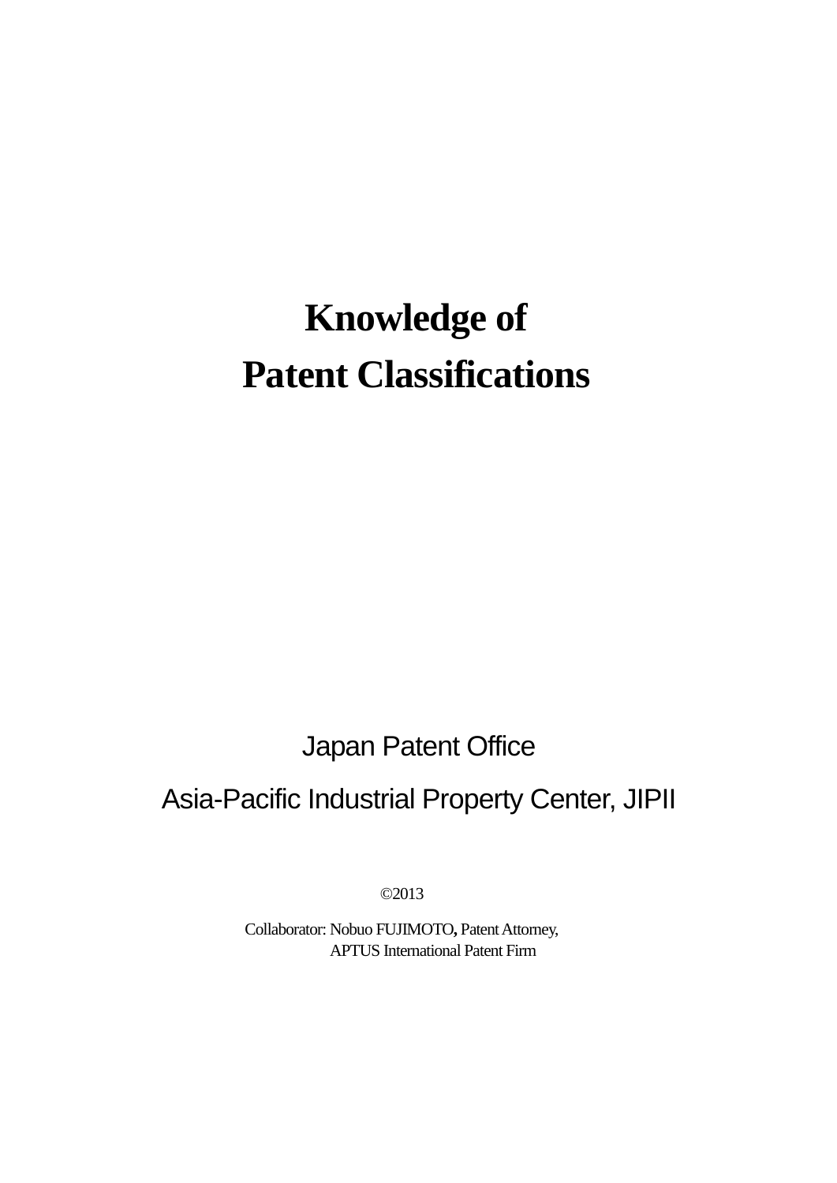# Knowledge of Patent Classifications

Japan Patent Office

Asia-Pacific Industrial Property Center, JIPII

©2013

Collaborator: Nobuo FUJIMOTO, Patent Attorney,
APTUS International Patent Firm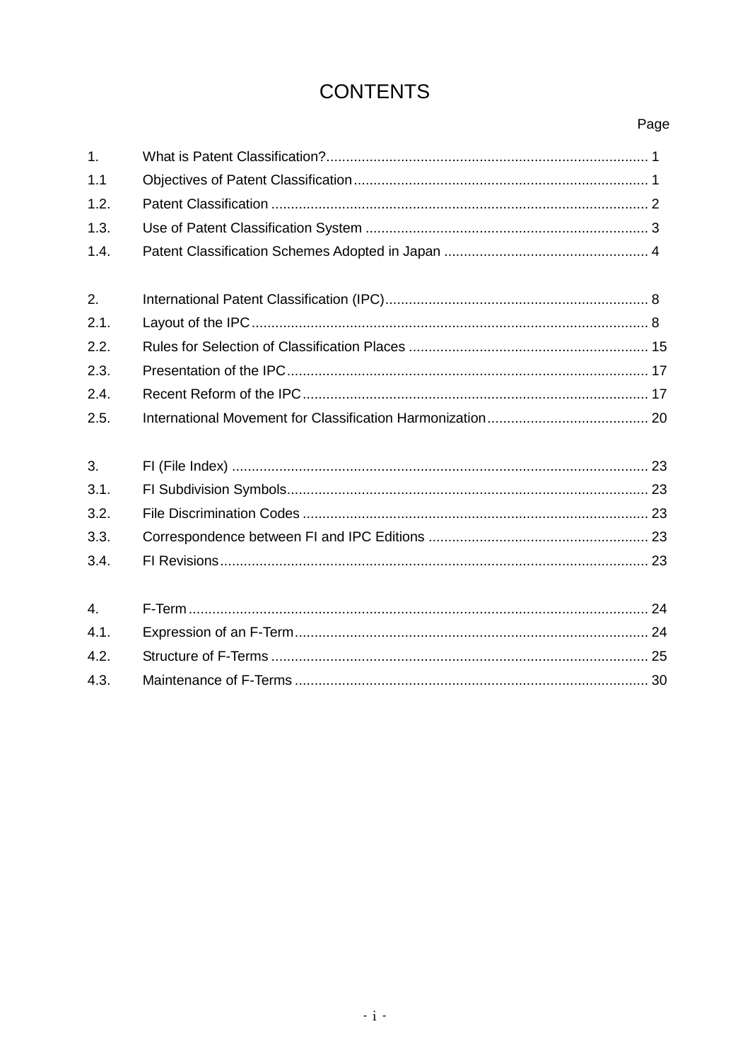# CONTENTS

| | | Page |
|---|---|---|
| 1. | What is Patent Classification? | 1 |
| 1.1 | Objectives of Patent Classification | 1 |
| 1.2. | Patent Classification | 2 |
| 1.3. | Use of Patent Classification System | 3 |
| 1.4. | Patent Classification Schemes Adopted in Japan | 4 |
| | | |
| 2. | International Patent Classification (IPC) | 8 |
| 2.1. | Layout of the IPC | 8 |
| 2.2. | Rules for Selection of Classification Places | 15 |
| 2.3. | Presentation of the IPC | 17 |
| 2.4. | Recent Reform of the IPC | 17 |
| 2.5. | International Movement for Classification Harmonization | 20 |
| | | |
| 3. | FI (File Index) | 23 |
| 3.1. | FI Subdivision Symbols | 23 |
| 3.2. | File Discrimination Codes | 23 |
| 3.3. | Correspondence between FI and IPC Editions | 23 |
| 3.4. | FI Revisions | 23 |
| | | |
| 4. | F-Term | 24 |
| 4.1. | Expression of an F-Term | 24 |
| 4.2. | Structure of F-Terms | 25 |
| 4.3. | Maintenance of F-Terms | 30 |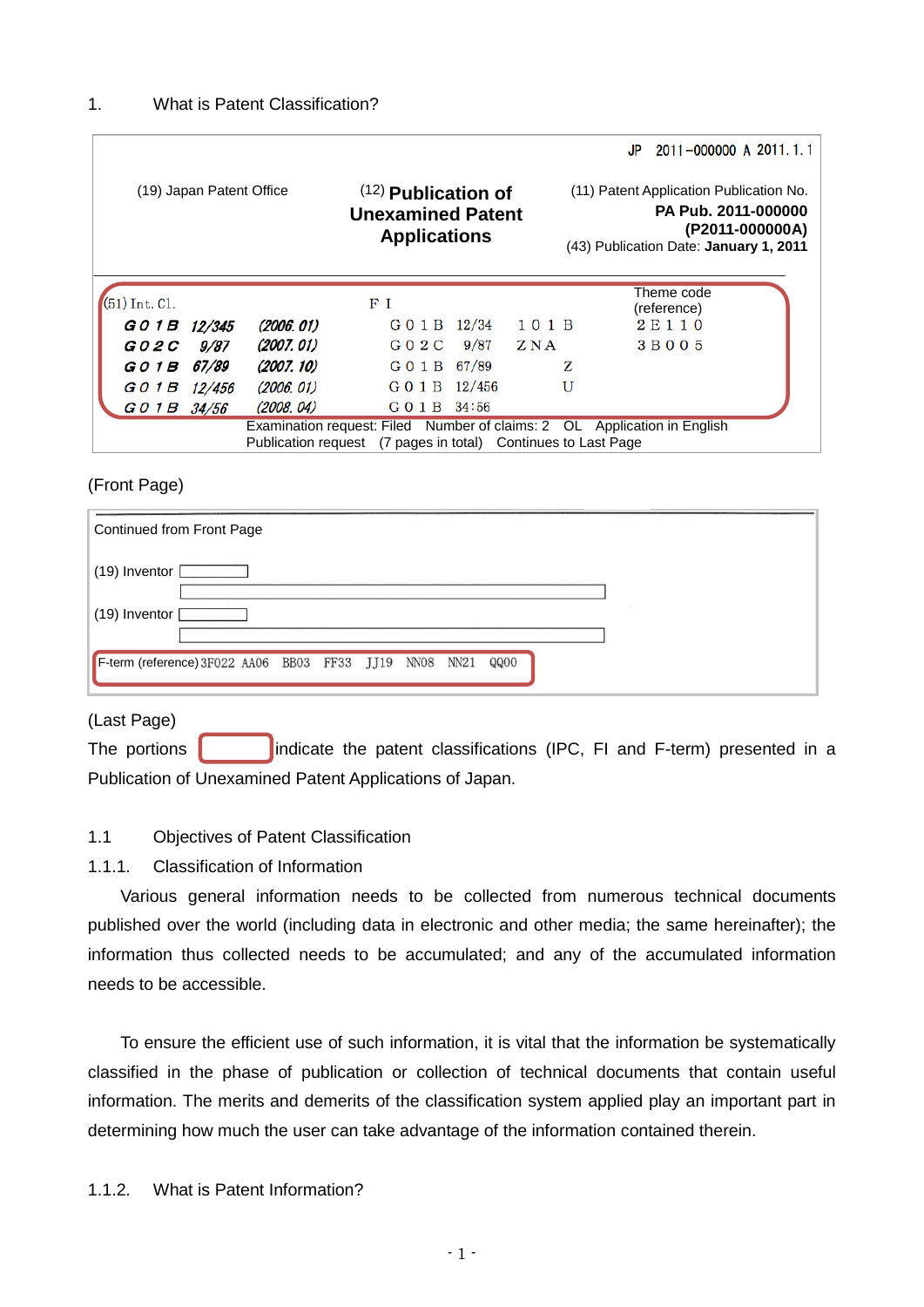## 1. What is Patent Classification?

JP 2011－000000 A 2011. 1. 1

| (19) Japan Patent Office | (12) **Publication of Unexamined Patent Applications** | (11) Patent Application Publication No. **PA Pub. 2011-000000 (P2011-000000A)** (43) Publication Date: **January 1, 2011** |
|---|---|---|

| (51) Int. Cl. | | F I | | Theme code (reference) |
|---|---|---|---|---|
| G01B 12/345 | (2006.01) | G01B 12/34 | 101B | 2E110 |
| G02C 9/87 | (2007.01) | G02C 9/87 | ZNA | 3B005 |
| G01B 67/89 | (2007.10) | G01B 67/89 | Z | |
| G01B 12/456 | (2006.01) | G01B 12/456 | U | |
| G01B 34/56 | (2008.04) | G01B 34:56 | | |

Examination request: Filed Number of claims: 2 OL Application in English
Publication request (7 pages in total) Continues to Last Page

(Front Page)

Continued from Front Page

(19) Inventor

(19) Inventor

F-term (reference) 3F022 AA06 BB03 FF33 JJ19 NN08 NN21 QQ00

(Last Page)

The portions [red box] indicate the patent classifications (IPC, FI and F-term) presented in a Publication of Unexamined Patent Applications of Japan.

### 1.1 Objectives of Patent Classification

#### 1.1.1. Classification of Information

Various general information needs to be collected from numerous technical documents published over the world (including data in electronic and other media; the same hereinafter); the information thus collected needs to be accumulated; and any of the accumulated information needs to be accessible.

To ensure the efficient use of such information, it is vital that the information be systematically classified in the phase of publication or collection of technical documents that contain useful information. The merits and demerits of the classification system applied play an important part in determining how much the user can take advantage of the information contained therein.

#### 1.1.2. What is Patent Information?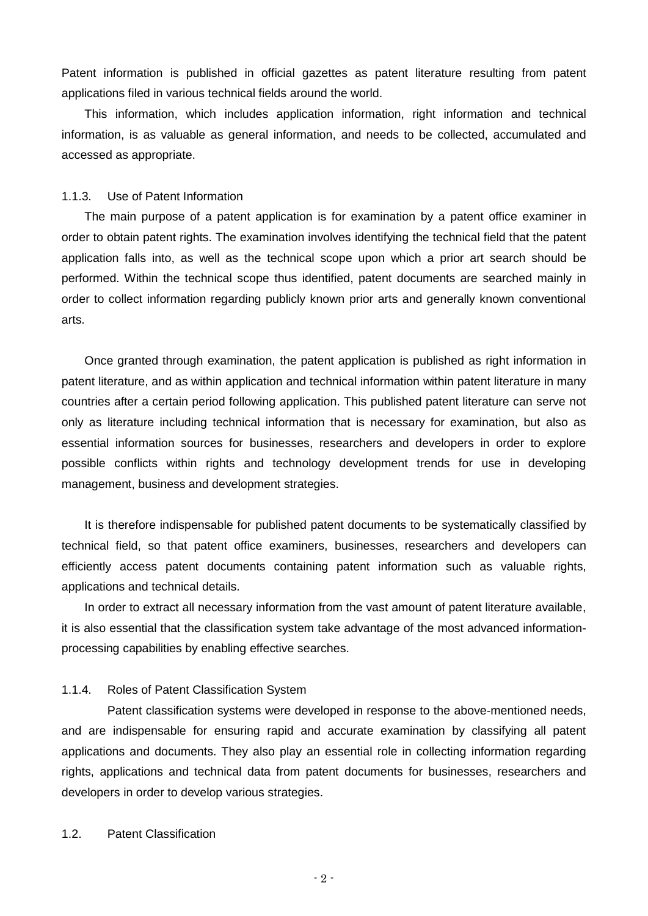Patent information is published in official gazettes as patent literature resulting from patent applications filed in various technical fields around the world.

This information, which includes application information, right information and technical information, is as valuable as general information, and needs to be collected, accumulated and accessed as appropriate.

### 1.1.3. Use of Patent Information

The main purpose of a patent application is for examination by a patent office examiner in order to obtain patent rights. The examination involves identifying the technical field that the patent application falls into, as well as the technical scope upon which a prior art search should be performed. Within the technical scope thus identified, patent documents are searched mainly in order to collect information regarding publicly known prior arts and generally known conventional arts.

Once granted through examination, the patent application is published as right information in patent literature, and as within application and technical information within patent literature in many countries after a certain period following application. This published patent literature can serve not only as literature including technical information that is necessary for examination, but also as essential information sources for businesses, researchers and developers in order to explore possible conflicts within rights and technology development trends for use in developing management, business and development strategies.

It is therefore indispensable for published patent documents to be systematically classified by technical field, so that patent office examiners, businesses, researchers and developers can efficiently access patent documents containing patent information such as valuable rights, applications and technical details.

In order to extract all necessary information from the vast amount of patent literature available, it is also essential that the classification system take advantage of the most advanced information-processing capabilities by enabling effective searches.

### 1.1.4. Roles of Patent Classification System

Patent classification systems were developed in response to the above-mentioned needs, and are indispensable for ensuring rapid and accurate examination by classifying all patent applications and documents. They also play an essential role in collecting information regarding rights, applications and technical data from patent documents for businesses, researchers and developers in order to develop various strategies.

## 1.2. Patent Classification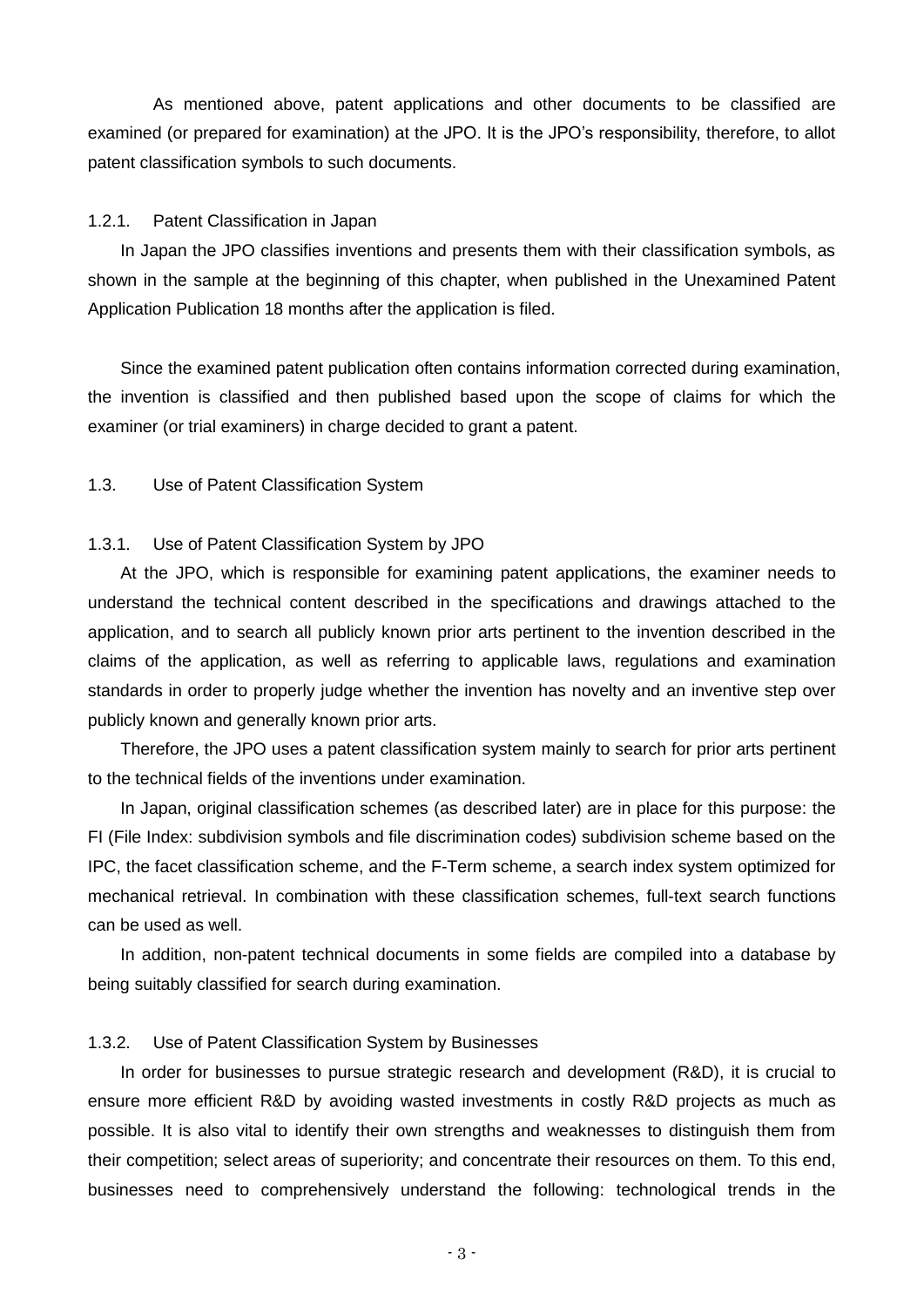As mentioned above, patent applications and other documents to be classified are examined (or prepared for examination) at the JPO. It is the JPO's responsibility, therefore, to allot patent classification symbols to such documents.

### 1.2.1. Patent Classification in Japan

In Japan the JPO classifies inventions and presents them with their classification symbols, as shown in the sample at the beginning of this chapter, when published in the Unexamined Patent Application Publication 18 months after the application is filed.

Since the examined patent publication often contains information corrected during examination, the invention is classified and then published based upon the scope of claims for which the examiner (or trial examiners) in charge decided to grant a patent.

## 1.3. Use of Patent Classification System

### 1.3.1. Use of Patent Classification System by JPO

At the JPO, which is responsible for examining patent applications, the examiner needs to understand the technical content described in the specifications and drawings attached to the application, and to search all publicly known prior arts pertinent to the invention described in the claims of the application, as well as referring to applicable laws, regulations and examination standards in order to properly judge whether the invention has novelty and an inventive step over publicly known and generally known prior arts.

Therefore, the JPO uses a patent classification system mainly to search for prior arts pertinent to the technical fields of the inventions under examination.

In Japan, original classification schemes (as described later) are in place for this purpose: the FI (File Index: subdivision symbols and file discrimination codes) subdivision scheme based on the IPC, the facet classification scheme, and the F-Term scheme, a search index system optimized for mechanical retrieval. In combination with these classification schemes, full-text search functions can be used as well.

In addition, non-patent technical documents in some fields are compiled into a database by being suitably classified for search during examination.

### 1.3.2. Use of Patent Classification System by Businesses

In order for businesses to pursue strategic research and development (R&D), it is crucial to ensure more efficient R&D by avoiding wasted investments in costly R&D projects as much as possible. It is also vital to identify their own strengths and weaknesses to distinguish them from their competition; select areas of superiority; and concentrate their resources on them. To this end, businesses need to comprehensively understand the following: technological trends in the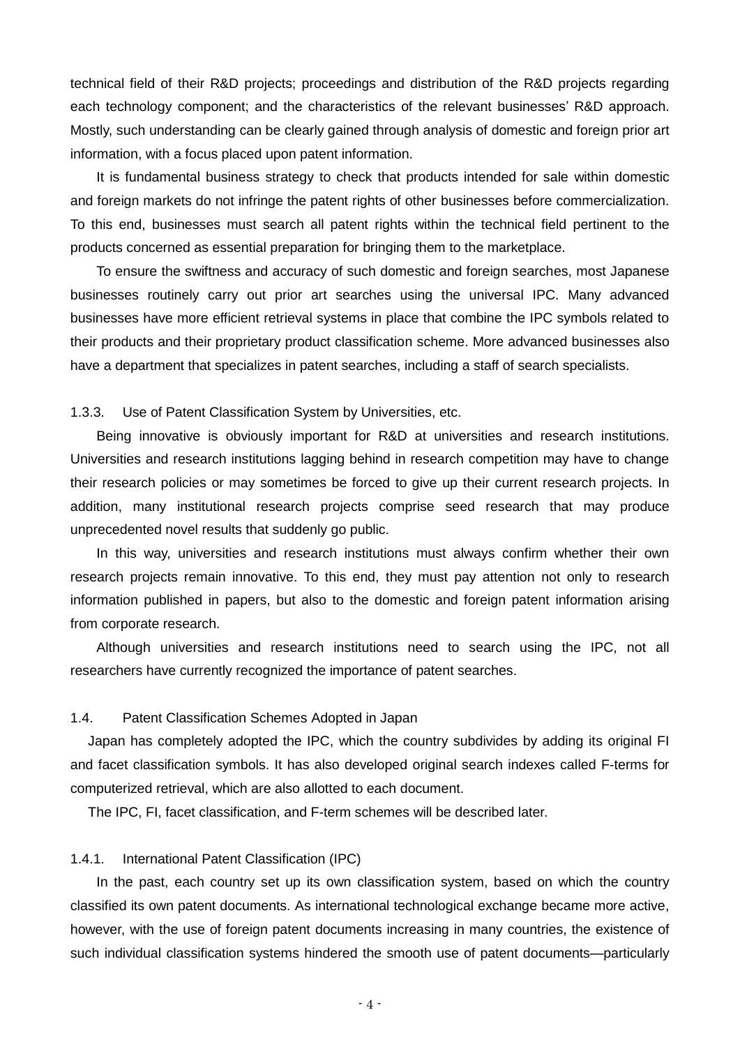technical field of their R&D projects; proceedings and distribution of the R&D projects regarding each technology component; and the characteristics of the relevant businesses' R&D approach. Mostly, such understanding can be clearly gained through analysis of domestic and foreign prior art information, with a focus placed upon patent information.

It is fundamental business strategy to check that products intended for sale within domestic and foreign markets do not infringe the patent rights of other businesses before commercialization. To this end, businesses must search all patent rights within the technical field pertinent to the products concerned as essential preparation for bringing them to the marketplace.

To ensure the swiftness and accuracy of such domestic and foreign searches, most Japanese businesses routinely carry out prior art searches using the universal IPC. Many advanced businesses have more efficient retrieval systems in place that combine the IPC symbols related to their products and their proprietary product classification scheme. More advanced businesses also have a department that specializes in patent searches, including a staff of search specialists.

#### 1.3.3. Use of Patent Classification System by Universities, etc.

Being innovative is obviously important for R&D at universities and research institutions. Universities and research institutions lagging behind in research competition may have to change their research policies or may sometimes be forced to give up their current research projects. In addition, many institutional research projects comprise seed research that may produce unprecedented novel results that suddenly go public.

In this way, universities and research institutions must always confirm whether their own research projects remain innovative. To this end, they must pay attention not only to research information published in papers, but also to the domestic and foreign patent information arising from corporate research.

Although universities and research institutions need to search using the IPC, not all researchers have currently recognized the importance of patent searches.

### 1.4. Patent Classification Schemes Adopted in Japan

Japan has completely adopted the IPC, which the country subdivides by adding its original FI and facet classification symbols. It has also developed original search indexes called F-terms for computerized retrieval, which are also allotted to each document.

The IPC, FI, facet classification, and F-term schemes will be described later.

#### 1.4.1. International Patent Classification (IPC)

In the past, each country set up its own classification system, based on which the country classified its own patent documents. As international technological exchange became more active, however, with the use of foreign patent documents increasing in many countries, the existence of such individual classification systems hindered the smooth use of patent documents—particularly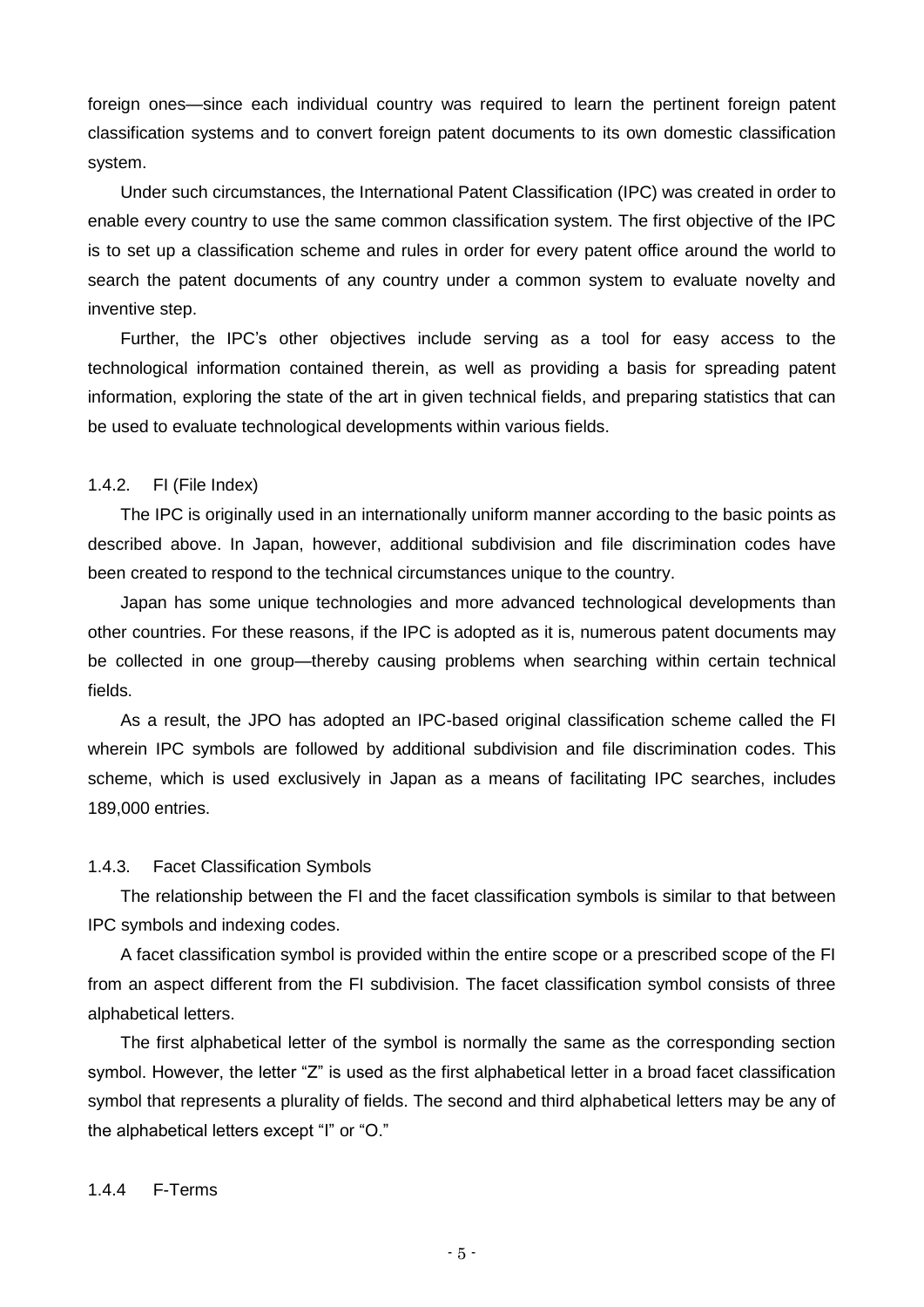foreign ones—since each individual country was required to learn the pertinent foreign patent classification systems and to convert foreign patent documents to its own domestic classification system.

Under such circumstances, the International Patent Classification (IPC) was created in order to enable every country to use the same common classification system. The first objective of the IPC is to set up a classification scheme and rules in order for every patent office around the world to search the patent documents of any country under a common system to evaluate novelty and inventive step.

Further, the IPC's other objectives include serving as a tool for easy access to the technological information contained therein, as well as providing a basis for spreading patent information, exploring the state of the art in given technical fields, and preparing statistics that can be used to evaluate technological developments within various fields.

### 1.4.2. FI (File Index)

The IPC is originally used in an internationally uniform manner according to the basic points as described above. In Japan, however, additional subdivision and file discrimination codes have been created to respond to the technical circumstances unique to the country.

Japan has some unique technologies and more advanced technological developments than other countries. For these reasons, if the IPC is adopted as it is, numerous patent documents may be collected in one group—thereby causing problems when searching within certain technical fields.

As a result, the JPO has adopted an IPC-based original classification scheme called the FI wherein IPC symbols are followed by additional subdivision and file discrimination codes. This scheme, which is used exclusively in Japan as a means of facilitating IPC searches, includes 189,000 entries.

### 1.4.3. Facet Classification Symbols

The relationship between the FI and the facet classification symbols is similar to that between IPC symbols and indexing codes.

A facet classification symbol is provided within the entire scope or a prescribed scope of the FI from an aspect different from the FI subdivision. The facet classification symbol consists of three alphabetical letters.

The first alphabetical letter of the symbol is normally the same as the corresponding section symbol. However, the letter "Z" is used as the first alphabetical letter in a broad facet classification symbol that represents a plurality of fields. The second and third alphabetical letters may be any of the alphabetical letters except "I" or "O."

### 1.4.4 F-Terms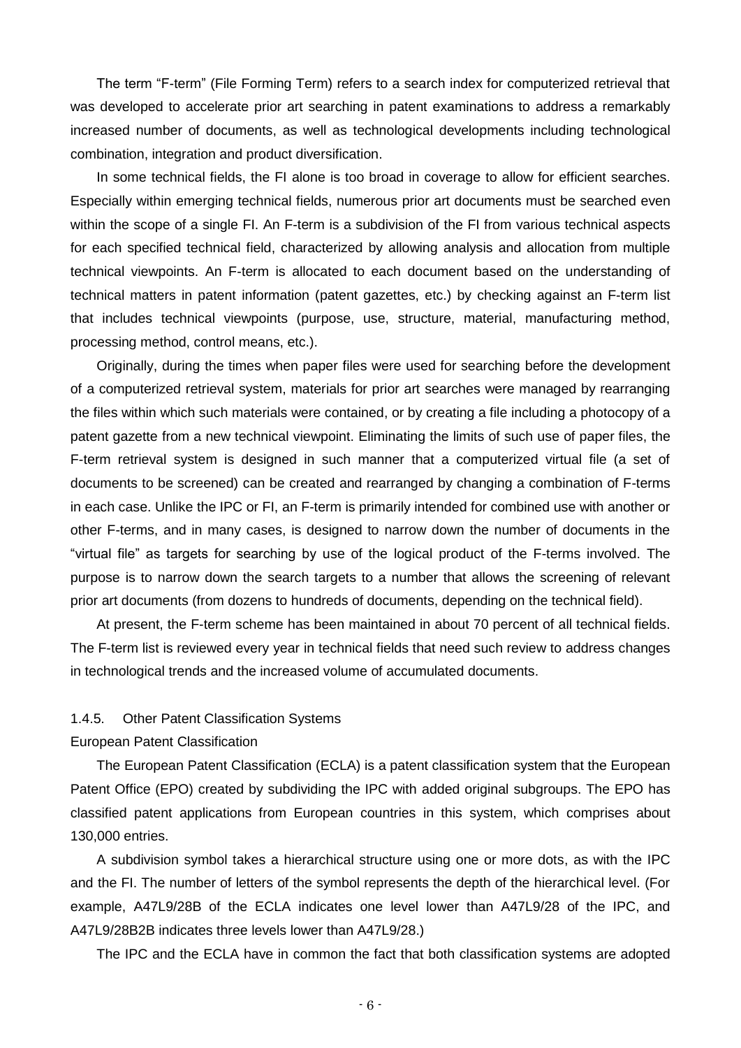The term “F-term” (File Forming Term) refers to a search index for computerized retrieval that was developed to accelerate prior art searching in patent examinations to address a remarkably increased number of documents, as well as technological developments including technological combination, integration and product diversification.

In some technical fields, the FI alone is too broad in coverage to allow for efficient searches. Especially within emerging technical fields, numerous prior art documents must be searched even within the scope of a single FI. An F-term is a subdivision of the FI from various technical aspects for each specified technical field, characterized by allowing analysis and allocation from multiple technical viewpoints. An F-term is allocated to each document based on the understanding of technical matters in patent information (patent gazettes, etc.) by checking against an F-term list that includes technical viewpoints (purpose, use, structure, material, manufacturing method, processing method, control means, etc.).

Originally, during the times when paper files were used for searching before the development of a computerized retrieval system, materials for prior art searches were managed by rearranging the files within which such materials were contained, or by creating a file including a photocopy of a patent gazette from a new technical viewpoint. Eliminating the limits of such use of paper files, the F-term retrieval system is designed in such manner that a computerized virtual file (a set of documents to be screened) can be created and rearranged by changing a combination of F-terms in each case. Unlike the IPC or FI, an F-term is primarily intended for combined use with another or other F-terms, and in many cases, is designed to narrow down the number of documents in the “virtual file” as targets for searching by use of the logical product of the F-terms involved. The purpose is to narrow down the search targets to a number that allows the screening of relevant prior art documents (from dozens to hundreds of documents, depending on the technical field).

At present, the F-term scheme has been maintained in about 70 percent of all technical fields. The F-term list is reviewed every year in technical fields that need such review to address changes in technological trends and the increased volume of accumulated documents.

### 1.4.5. Other Patent Classification Systems

#### European Patent Classification

The European Patent Classification (ECLA) is a patent classification system that the European Patent Office (EPO) created by subdividing the IPC with added original subgroups. The EPO has classified patent applications from European countries in this system, which comprises about 130,000 entries.

A subdivision symbol takes a hierarchical structure using one or more dots, as with the IPC and the FI. The number of letters of the symbol represents the depth of the hierarchical level. (For example, A47L9/28B of the ECLA indicates one level lower than A47L9/28 of the IPC, and A47L9/28B2B indicates three levels lower than A47L9/28.)

The IPC and the ECLA have in common the fact that both classification systems are adopted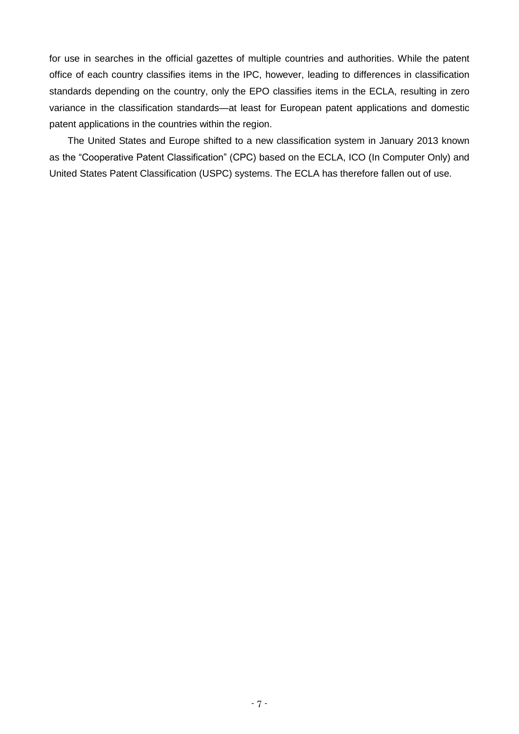for use in searches in the official gazettes of multiple countries and authorities. While the patent office of each country classifies items in the IPC, however, leading to differences in classification standards depending on the country, only the EPO classifies items in the ECLA, resulting in zero variance in the classification standards—at least for European patent applications and domestic patent applications in the countries within the region.

The United States and Europe shifted to a new classification system in January 2013 known as the "Cooperative Patent Classification" (CPC) based on the ECLA, ICO (In Computer Only) and United States Patent Classification (USPC) systems. The ECLA has therefore fallen out of use.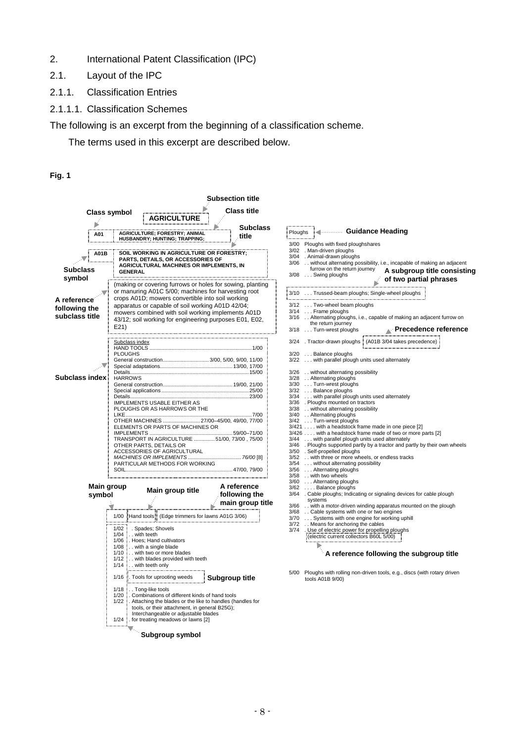2. International Patent Classification (IPC)

2.1. Layout of the IPC

2.1.1. Classification Entries

2.1.1.1. Classification Schemes

The following is an excerpt from the beginning of a classification scheme.

The terms used in this excerpt are described below.

**Fig. 1**

Subsection title

Class symbol — Class title — Subclass title

**AGRICULTURE**

**A01** AGRICULTURE; FORESTRY; ANIMAL HUSBANDRY; HUNTING; TRAPPING;

**A01B** SOIL WORKING IN AGRICULTURE OR FORESTRY; PARTS, DETAILS, OR ACCESSORIES OF AGRICULTURAL MACHINES OR IMPLEMENTS, IN GENERAL

Subclass symbol

A reference following the subclass title:

(making or covering furrows or holes for sowing, planting or manuring A01C 5/00; machines for harvesting root crops A01D; mowers convertible into soil working apparatus or capable of soil working A01D 42/04; mowers combined with soil working implements A01D 43/12; soil working for engineering purposes E01, E02, E21)

Subclass index:

Subclass index
HAND TOOLS ........................ 1/00
PLOUGHS
General construction ........................ 3/00, 5/00, 9/00, 11/00
Special adaptations ........................ 13/00, 17/00
Details ........................ 15/00
HARROWS
General construction ........................ 19/00, 21/00
Special applications ........................ 25/00
Details ........................ 23/00
IMPLEMENTS USABLE EITHER AS PLOUGHS OR AS HARROWS OR THE LIKE ........................ 7/00
OTHER MACHINES ........................ 27/00–45/00, 49/00, 77/00
ELEMENTS OR PARTS OF MACHINES OR IMPLEMENTS ........................ 59/00–71/00
TRANSPORT IN AGRICULTURE ........................ 51/00, 73/00, 75/00
OTHER PARTS, DETAILS OR ACCESSORIES OF AGRICULTURAL *MACHINES OR IMPLEMENTS* ........................ *76/00* [8]
PARTICULAR METHODS FOR WORKING SOIL ........................ 47/00, 79/00

Main group symbol — Main group title — A reference following the main group title

1/00 Hand tools (Edge trimmers for lawns A01G 3/06)
1/02 . Spades; Shovels
1/04 . . with teeth
1/06 . Hoes; Hand cultivators
1/08 . . with a single blade
1/10 . . with two or more blades
1/12 . . with blades provided with teeth
1/14 . . with teeth only
1/16 . Tools for uprooting weeds — Subgroup title
1/18 . . Tong-like tools
1/20 . Combinations of different kinds of hand tools
1/22 . Attaching the blades or the like to handles (handles for tools, or their attachment, in general B25G); Interchangeable or adjustable blades
1/24 . for treating meadows or lawns [2]

Subgroup symbol

Ploughs — Guidance Heading

3/00 Ploughs with fixed ploughshares
3/02 . Man-driven ploughs
3/04 . Animal-drawn ploughs
3/06 . . without alternating possibility, i.e., incapable of making an adjacent furrow on the return journey — A subgroup title consisting of two partial phrases
3/08 . . . Swing ploughs
3/10 . . . Trussed-beam ploughs; Single-wheel ploughs
3/12 . . . Two-wheel beam ploughs
3/14 . . . Frame ploughs
3/16 . . Alternating ploughs, i.e., capable of making an adjacent furrow on the return journey
3/18 . . . Turn-wrest ploughs — Precedence reference
3/24 . Tractor-drawn ploughs (A01B 3/04 takes precedence)
3/20 . . . Balance ploughs
3/22 . . . with parallel plough units used alternately
3/26 . . without alternating possibility
3/28 . . Alternating ploughs
3/30 . . . Turn-wrest ploughs
3/32 . . . Balance ploughs
3/34 . . . with parallel plough units used alternately
3/36 . Ploughs mounted on tractors
3/38 . . without alternating possibility
3/40 . . Alternating ploughs
3/42 . . . Turn-wrest ploughs
3/421 . . . . with a headstock frame made in one piece [2]
3/426 . . . . with a headstock frame made of two or more parts [2]
3/44 . . . with parallel plough units used alternately
3/46 . Ploughs supported partly by a tractor and partly by their own wheels
3/50 . Self-propelled ploughs
3/52 . . with three or more wheels, or endless tracks
3/54 . . . without alternating possibility
3/56 . . . Alternating ploughs
3/58 . . with two wheels
3/60 . . . Alternating ploughs
3/62 . . . . Balance ploughs
3/64 . Cable ploughs; Indicating or signaling devices for cable plough systems
3/66 . . with a motor-driven winding apparatus mounted on the plough
3/68 . . Cable systems with one or two engines
3/70 . . . Systems with one engine for working uphill
3/72 . . Means for anchoring the cables
3/74 . Use of electric power for propelling ploughs (electric current collectors B60L 5/00)

A reference following the subgroup title

5/00 Ploughs with rolling non-driven tools, e.g., discs (with rotary driven tools A01B 9/00)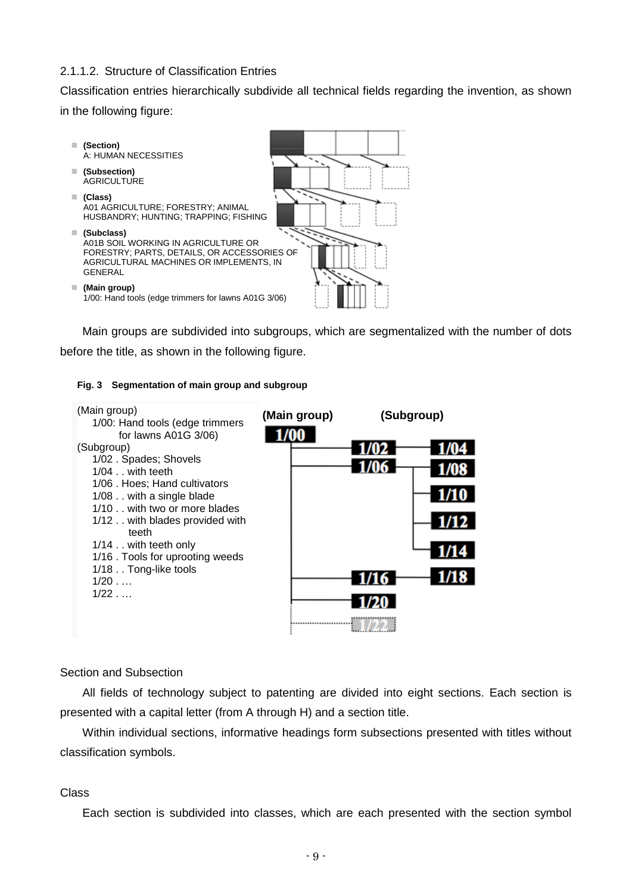### 2.1.1.2. Structure of Classification Entries

Classification entries hierarchically subdivide all technical fields regarding the invention, as shown in the following figure:

- **(Section)**
  A: HUMAN NECESSITIES
- **(Subsection)**
  AGRICULTURE
- **(Class)**
  A01 AGRICULTURE; FORESTRY; ANIMAL HUSBANDRY; HUNTING; TRAPPING; FISHING
- **(Subclass)**
  A01B SOIL WORKING IN AGRICULTURE OR FORESTRY; PARTS, DETAILS, OR ACCESSORIES OF AGRICULTURAL MACHINES OR IMPLEMENTS, IN GENERAL
- **(Main group)**
  1/00: Hand tools (edge trimmers for lawns A01G 3/06)

Main groups are subdivided into subgroups, which are segmentalized with the number of dots before the title, as shown in the following figure.

**Fig. 3 Segmentation of main group and subgroup**

(Main group)
1/00: Hand tools (edge trimmers for lawns A01G 3/06)
(Subgroup)
1/02 . Spades; Shovels
1/04 . . with teeth
1/06 . Hoes; Hand cultivators
1/08 . . with a single blade
1/10 . . with two or more blades
1/12 . . with blades provided with teeth
1/14 . . with teeth only
1/16 . Tools for uprooting weeds
1/18 . . Tong-like tools
1/20 . …
1/22 . …

(Main group) (Subgroup)
1/00 — 1/02 — 1/04; 1/06 — 1/08, 1/10, 1/12, 1/14; 1/16 — 1/18; 1/20; 1/22

Section and Subsection

All fields of technology subject to patenting are divided into eight sections. Each section is presented with a capital letter (from A through H) and a section title.

Within individual sections, informative headings form subsections presented with titles without classification symbols.

Class

Each section is subdivided into classes, which are each presented with the section symbol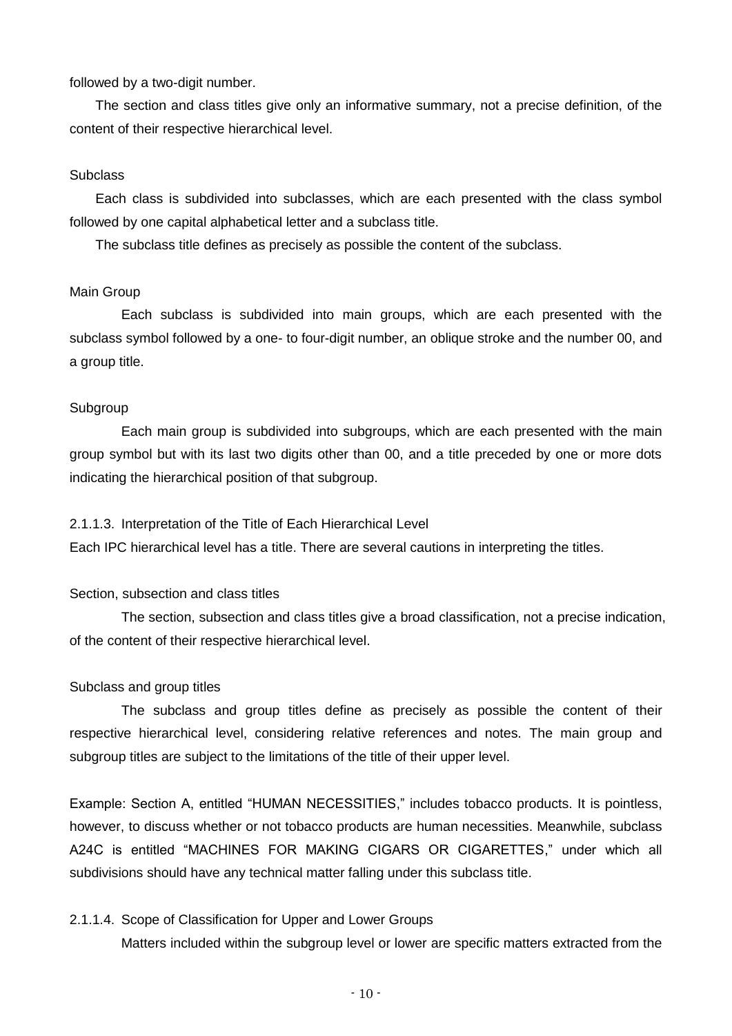followed by a two-digit number.

The section and class titles give only an informative summary, not a precise definition, of the content of their respective hierarchical level.

Subclass

Each class is subdivided into subclasses, which are each presented with the class symbol followed by one capital alphabetical letter and a subclass title.

The subclass title defines as precisely as possible the content of the subclass.

Main Group

Each subclass is subdivided into main groups, which are each presented with the subclass symbol followed by a one- to four-digit number, an oblique stroke and the number 00, and a group title.

Subgroup

Each main group is subdivided into subgroups, which are each presented with the main group symbol but with its last two digits other than 00, and a title preceded by one or more dots indicating the hierarchical position of that subgroup.

2.1.1.3. Interpretation of the Title of Each Hierarchical Level

Each IPC hierarchical level has a title. There are several cautions in interpreting the titles.

Section, subsection and class titles

The section, subsection and class titles give a broad classification, not a precise indication, of the content of their respective hierarchical level.

Subclass and group titles

The subclass and group titles define as precisely as possible the content of their respective hierarchical level, considering relative references and notes. The main group and subgroup titles are subject to the limitations of the title of their upper level.

Example: Section A, entitled "HUMAN NECESSITIES," includes tobacco products. It is pointless, however, to discuss whether or not tobacco products are human necessities. Meanwhile, subclass A24C is entitled "MACHINES FOR MAKING CIGARS OR CIGARETTES," under which all subdivisions should have any technical matter falling under this subclass title.

2.1.1.4. Scope of Classification for Upper and Lower Groups

Matters included within the subgroup level or lower are specific matters extracted from the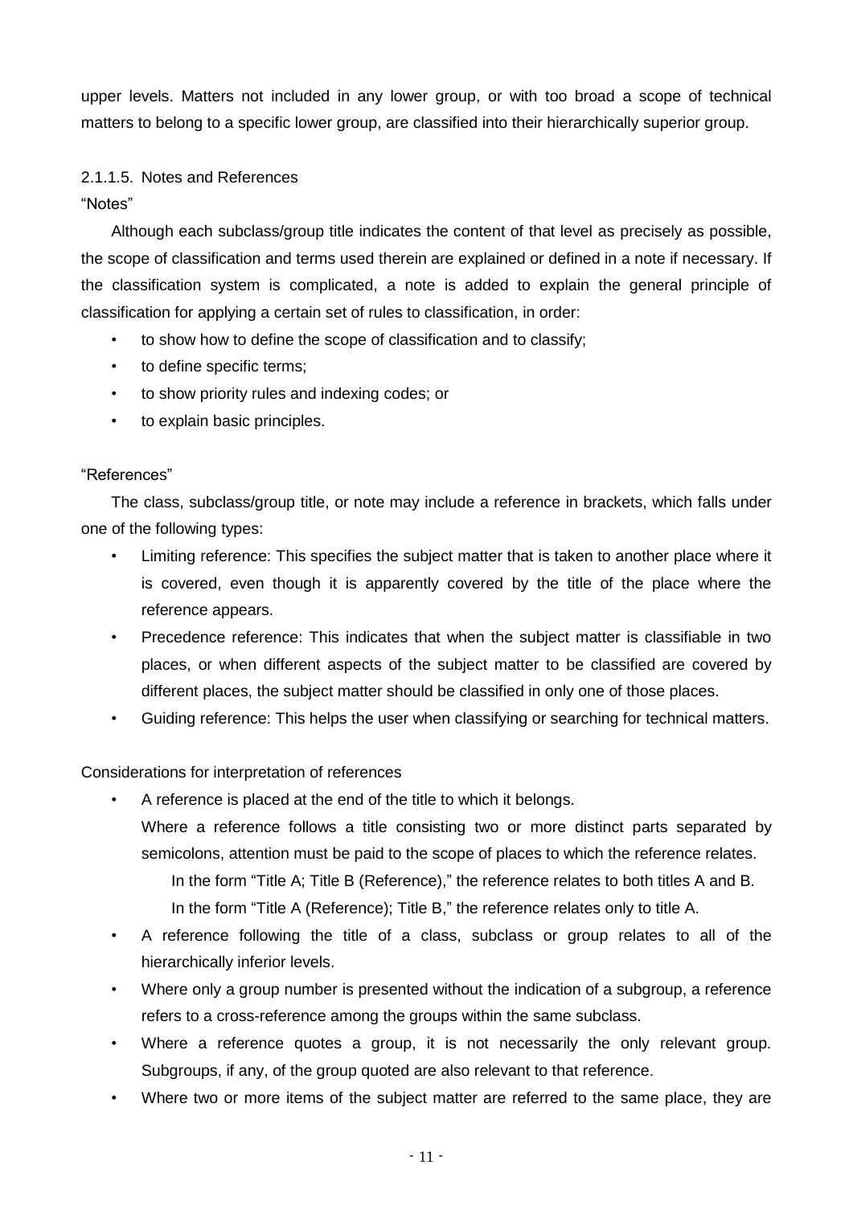upper levels. Matters not included in any lower group, or with too broad a scope of technical matters to belong to a specific lower group, are classified into their hierarchically superior group.

### 2.1.1.5. Notes and References

"Notes"

Although each subclass/group title indicates the content of that level as precisely as possible, the scope of classification and terms used therein are explained or defined in a note if necessary. If the classification system is complicated, a note is added to explain the general principle of classification for applying a certain set of rules to classification, in order:

- to show how to define the scope of classification and to classify;
- to define specific terms;
- to show priority rules and indexing codes; or
- to explain basic principles.

"References"

The class, subclass/group title, or note may include a reference in brackets, which falls under one of the following types:

- Limiting reference: This specifies the subject matter that is taken to another place where it is covered, even though it is apparently covered by the title of the place where the reference appears.
- Precedence reference: This indicates that when the subject matter is classifiable in two places, or when different aspects of the subject matter to be classified are covered by different places, the subject matter should be classified in only one of those places.
- Guiding reference: This helps the user when classifying or searching for technical matters.

Considerations for interpretation of references

- A reference is placed at the end of the title to which it belongs.
  Where a reference follows a title consisting two or more distinct parts separated by semicolons, attention must be paid to the scope of places to which the reference relates.
  In the form "Title A; Title B (Reference)," the reference relates to both titles A and B.
  In the form "Title A (Reference); Title B," the reference relates only to title A.
- A reference following the title of a class, subclass or group relates to all of the hierarchically inferior levels.
- Where only a group number is presented without the indication of a subgroup, a reference refers to a cross-reference among the groups within the same subclass.
- Where a reference quotes a group, it is not necessarily the only relevant group. Subgroups, if any, of the group quoted are also relevant to that reference.
- Where two or more items of the subject matter are referred to the same place, they are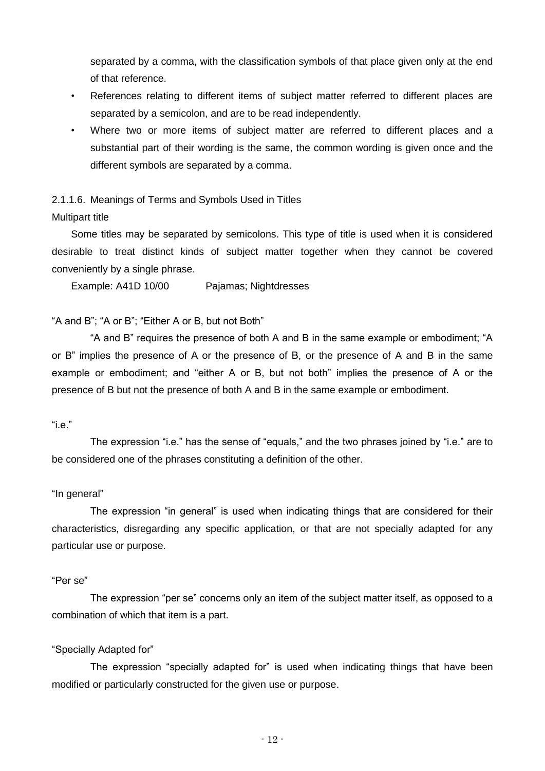separated by a comma, with the classification symbols of that place given only at the end of that reference.

- References relating to different items of subject matter referred to different places are separated by a semicolon, and are to be read independently.
- Where two or more items of subject matter are referred to different places and a substantial part of their wording is the same, the common wording is given once and the different symbols are separated by a comma.

#### 2.1.1.6. Meanings of Terms and Symbols Used in Titles

Multipart title

Some titles may be separated by semicolons. This type of title is used when it is considered desirable to treat distinct kinds of subject matter together when they cannot be covered conveniently by a single phrase.

Example: A41D 10/00 Pajamas; Nightdresses

"A and B"; "A or B"; "Either A or B, but not Both"

"A and B" requires the presence of both A and B in the same example or embodiment; "A or B" implies the presence of A or the presence of B, or the presence of A and B in the same example or embodiment; and "either A or B, but not both" implies the presence of A or the presence of B but not the presence of both A and B in the same example or embodiment.

"i.e."

The expression "i.e." has the sense of "equals," and the two phrases joined by "i.e." are to be considered one of the phrases constituting a definition of the other.

"In general"

The expression "in general" is used when indicating things that are considered for their characteristics, disregarding any specific application, or that are not specially adapted for any particular use or purpose.

"Per se"

The expression "per se" concerns only an item of the subject matter itself, as opposed to a combination of which that item is a part.

"Specially Adapted for"

The expression "specially adapted for" is used when indicating things that have been modified or particularly constructed for the given use or purpose.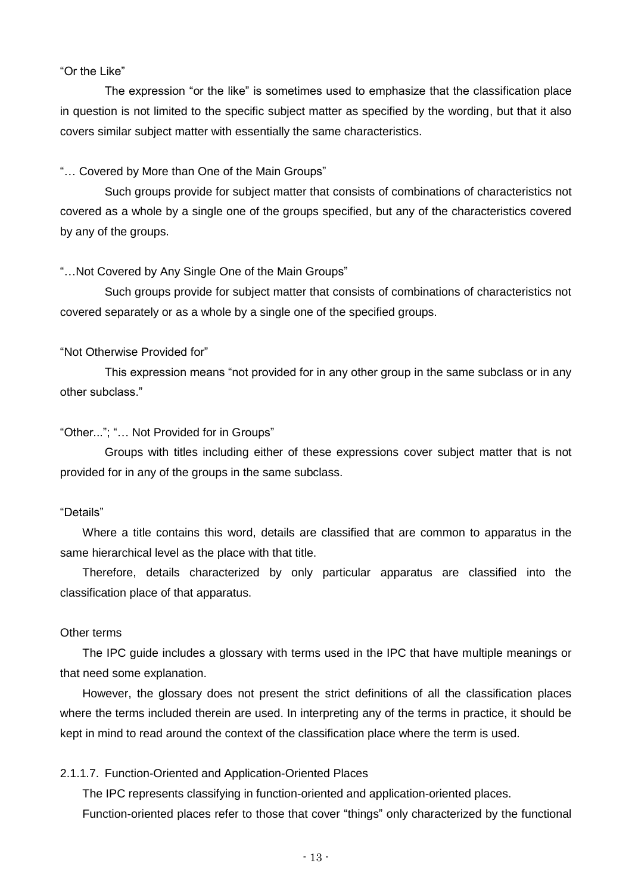"Or the Like"

The expression "or the like" is sometimes used to emphasize that the classification place in question is not limited to the specific subject matter as specified by the wording, but that it also covers similar subject matter with essentially the same characteristics.

"… Covered by More than One of the Main Groups"

Such groups provide for subject matter that consists of combinations of characteristics not covered as a whole by a single one of the groups specified, but any of the characteristics covered by any of the groups.

"…Not Covered by Any Single One of the Main Groups"

Such groups provide for subject matter that consists of combinations of characteristics not covered separately or as a whole by a single one of the specified groups.

"Not Otherwise Provided for"

This expression means "not provided for in any other group in the same subclass or in any other subclass."

"Other..."; "… Not Provided for in Groups"

Groups with titles including either of these expressions cover subject matter that is not provided for in any of the groups in the same subclass.

"Details"

Where a title contains this word, details are classified that are common to apparatus in the same hierarchical level as the place with that title.

Therefore, details characterized by only particular apparatus are classified into the classification place of that apparatus.

Other terms

The IPC guide includes a glossary with terms used in the IPC that have multiple meanings or that need some explanation.

However, the glossary does not present the strict definitions of all the classification places where the terms included therein are used. In interpreting any of the terms in practice, it should be kept in mind to read around the context of the classification place where the term is used.

2.1.1.7. Function-Oriented and Application-Oriented Places

The IPC represents classifying in function-oriented and application-oriented places.

Function-oriented places refer to those that cover "things" only characterized by the functional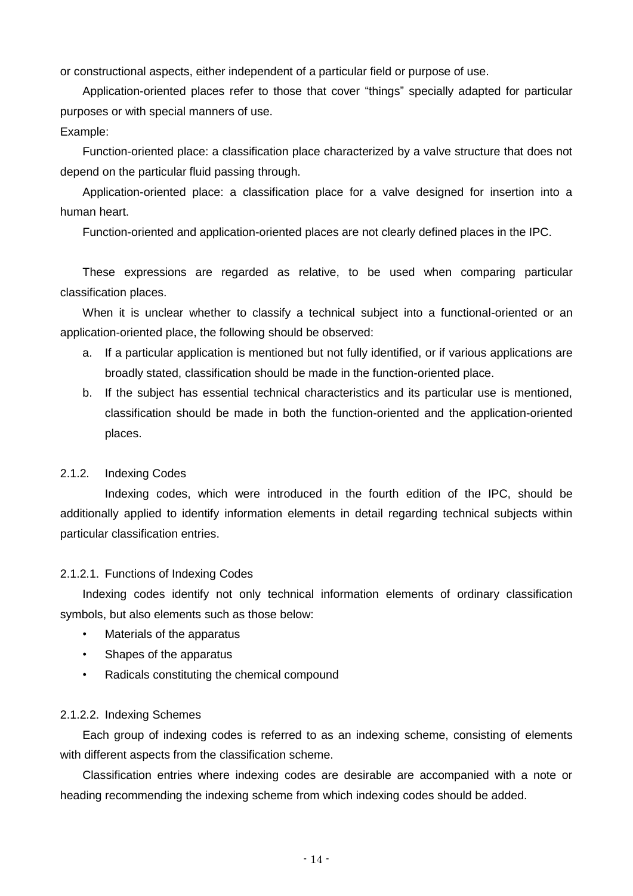or constructional aspects, either independent of a particular field or purpose of use.

Application-oriented places refer to those that cover “things” specially adapted for particular purposes or with special manners of use.

Example:

Function-oriented place: a classification place characterized by a valve structure that does not depend on the particular fluid passing through.

Application-oriented place: a classification place for a valve designed for insertion into a human heart.

Function-oriented and application-oriented places are not clearly defined places in the IPC.

These expressions are regarded as relative, to be used when comparing particular classification places.

When it is unclear whether to classify a technical subject into a functional-oriented or an application-oriented place, the following should be observed:

a. If a particular application is mentioned but not fully identified, or if various applications are broadly stated, classification should be made in the function-oriented place.
b. If the subject has essential technical characteristics and its particular use is mentioned, classification should be made in both the function-oriented and the application-oriented places.

### 2.1.2. Indexing Codes

Indexing codes, which were introduced in the fourth edition of the IPC, should be additionally applied to identify information elements in detail regarding technical subjects within particular classification entries.

#### 2.1.2.1. Functions of Indexing Codes

Indexing codes identify not only technical information elements of ordinary classification symbols, but also elements such as those below:

- Materials of the apparatus
- Shapes of the apparatus
- Radicals constituting the chemical compound

#### 2.1.2.2. Indexing Schemes

Each group of indexing codes is referred to as an indexing scheme, consisting of elements with different aspects from the classification scheme.

Classification entries where indexing codes are desirable are accompanied with a note or heading recommending the indexing scheme from which indexing codes should be added.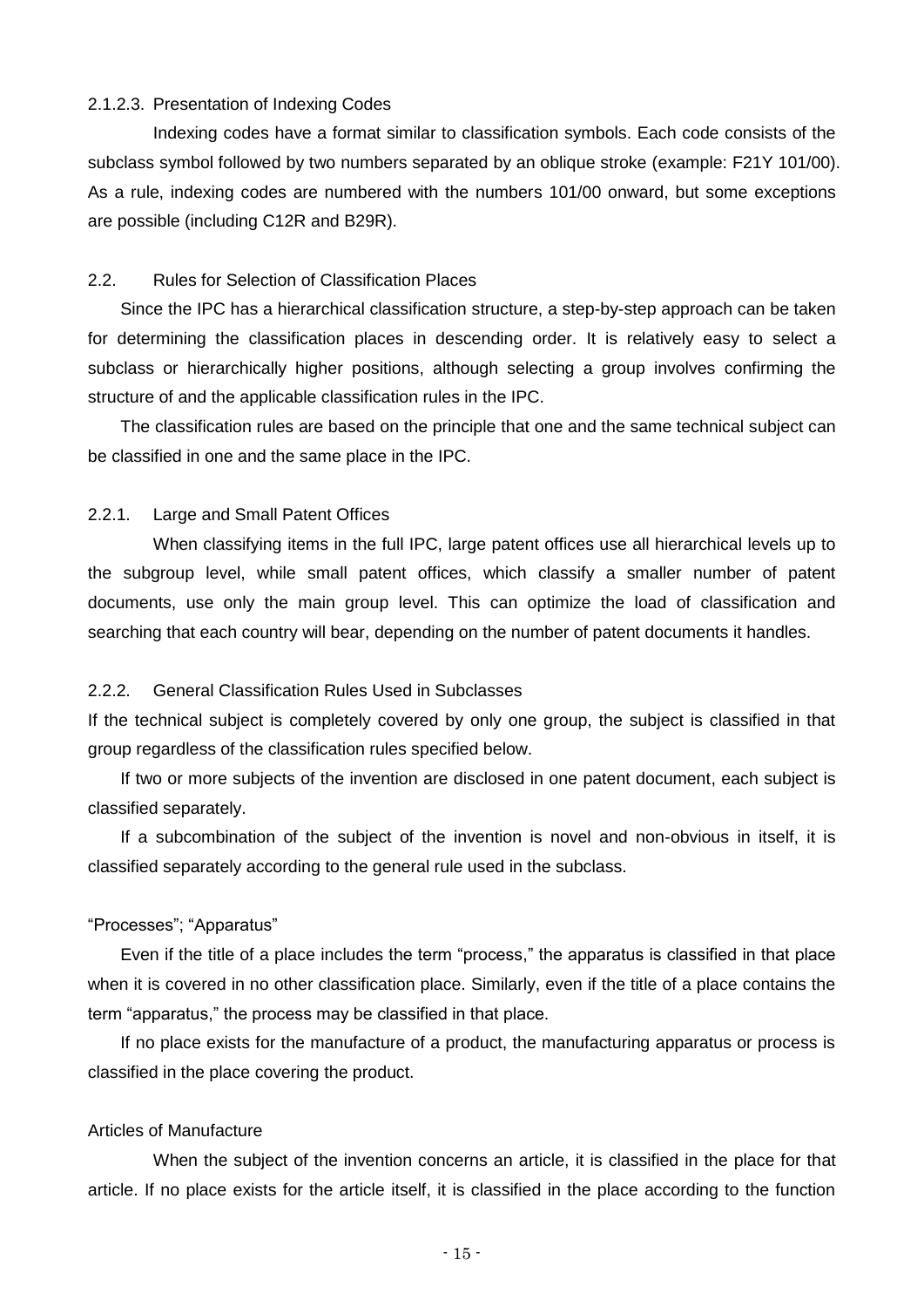#### 2.1.2.3. Presentation of Indexing Codes

Indexing codes have a format similar to classification symbols. Each code consists of the subclass symbol followed by two numbers separated by an oblique stroke (example: F21Y 101/00). As a rule, indexing codes are numbered with the numbers 101/00 onward, but some exceptions are possible (including C12R and B29R).

### 2.2. Rules for Selection of Classification Places

Since the IPC has a hierarchical classification structure, a step-by-step approach can be taken for determining the classification places in descending order. It is relatively easy to select a subclass or hierarchically higher positions, although selecting a group involves confirming the structure of and the applicable classification rules in the IPC.

The classification rules are based on the principle that one and the same technical subject can be classified in one and the same place in the IPC.

#### 2.2.1. Large and Small Patent Offices

When classifying items in the full IPC, large patent offices use all hierarchical levels up to the subgroup level, while small patent offices, which classify a smaller number of patent documents, use only the main group level. This can optimize the load of classification and searching that each country will bear, depending on the number of patent documents it handles.

#### 2.2.2. General Classification Rules Used in Subclasses

If the technical subject is completely covered by only one group, the subject is classified in that group regardless of the classification rules specified below.

If two or more subjects of the invention are disclosed in one patent document, each subject is classified separately.

If a subcombination of the subject of the invention is novel and non-obvious in itself, it is classified separately according to the general rule used in the subclass.

“Processes”; “Apparatus”

Even if the title of a place includes the term “process,” the apparatus is classified in that place when it is covered in no other classification place. Similarly, even if the title of a place contains the term “apparatus,” the process may be classified in that place.

If no place exists for the manufacture of a product, the manufacturing apparatus or process is classified in the place covering the product.

Articles of Manufacture

When the subject of the invention concerns an article, it is classified in the place for that article. If no place exists for the article itself, it is classified in the place according to the function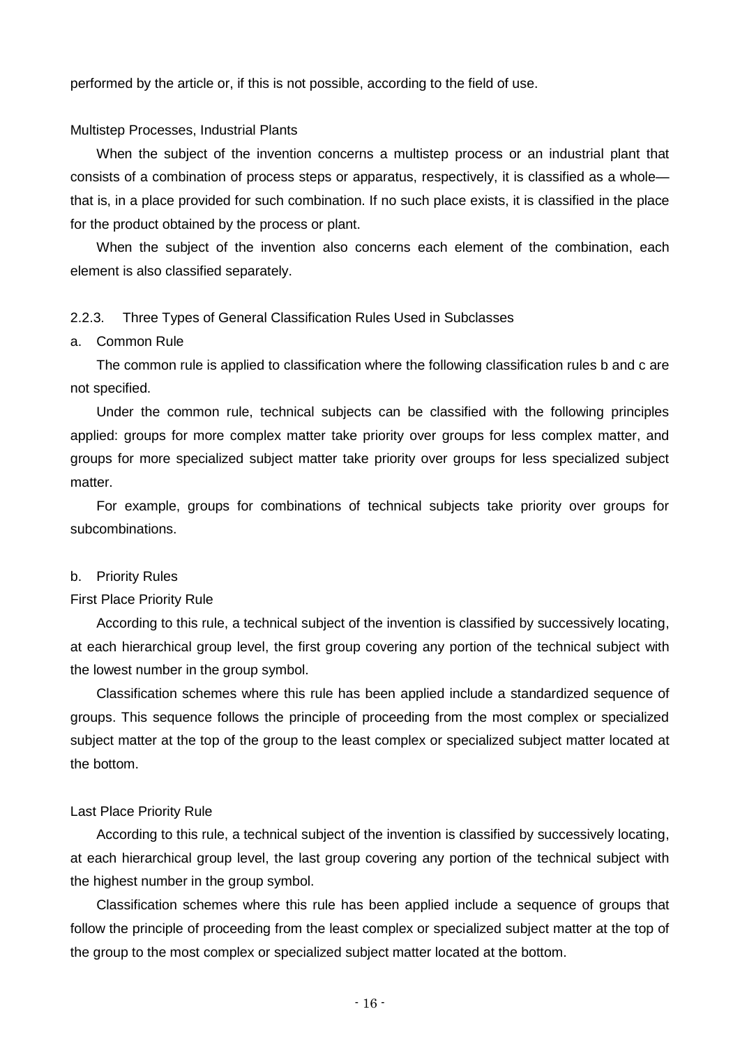performed by the article or, if this is not possible, according to the field of use.

Multistep Processes, Industrial Plants

When the subject of the invention concerns a multistep process or an industrial plant that consists of a combination of process steps or apparatus, respectively, it is classified as a whole—that is, in a place provided for such combination. If no such place exists, it is classified in the place for the product obtained by the process or plant.

When the subject of the invention also concerns each element of the combination, each element is also classified separately.

### 2.2.3. Three Types of General Classification Rules Used in Subclasses

a. Common Rule

The common rule is applied to classification where the following classification rules b and c are not specified.

Under the common rule, technical subjects can be classified with the following principles applied: groups for more complex matter take priority over groups for less complex matter, and groups for more specialized subject matter take priority over groups for less specialized subject matter.

For example, groups for combinations of technical subjects take priority over groups for subcombinations.

b. Priority Rules

First Place Priority Rule

According to this rule, a technical subject of the invention is classified by successively locating, at each hierarchical group level, the first group covering any portion of the technical subject with the lowest number in the group symbol.

Classification schemes where this rule has been applied include a standardized sequence of groups. This sequence follows the principle of proceeding from the most complex or specialized subject matter at the top of the group to the least complex or specialized subject matter located at the bottom.

Last Place Priority Rule

According to this rule, a technical subject of the invention is classified by successively locating, at each hierarchical group level, the last group covering any portion of the technical subject with the highest number in the group symbol.

Classification schemes where this rule has been applied include a sequence of groups that follow the principle of proceeding from the least complex or specialized subject matter at the top of the group to the most complex or specialized subject matter located at the bottom.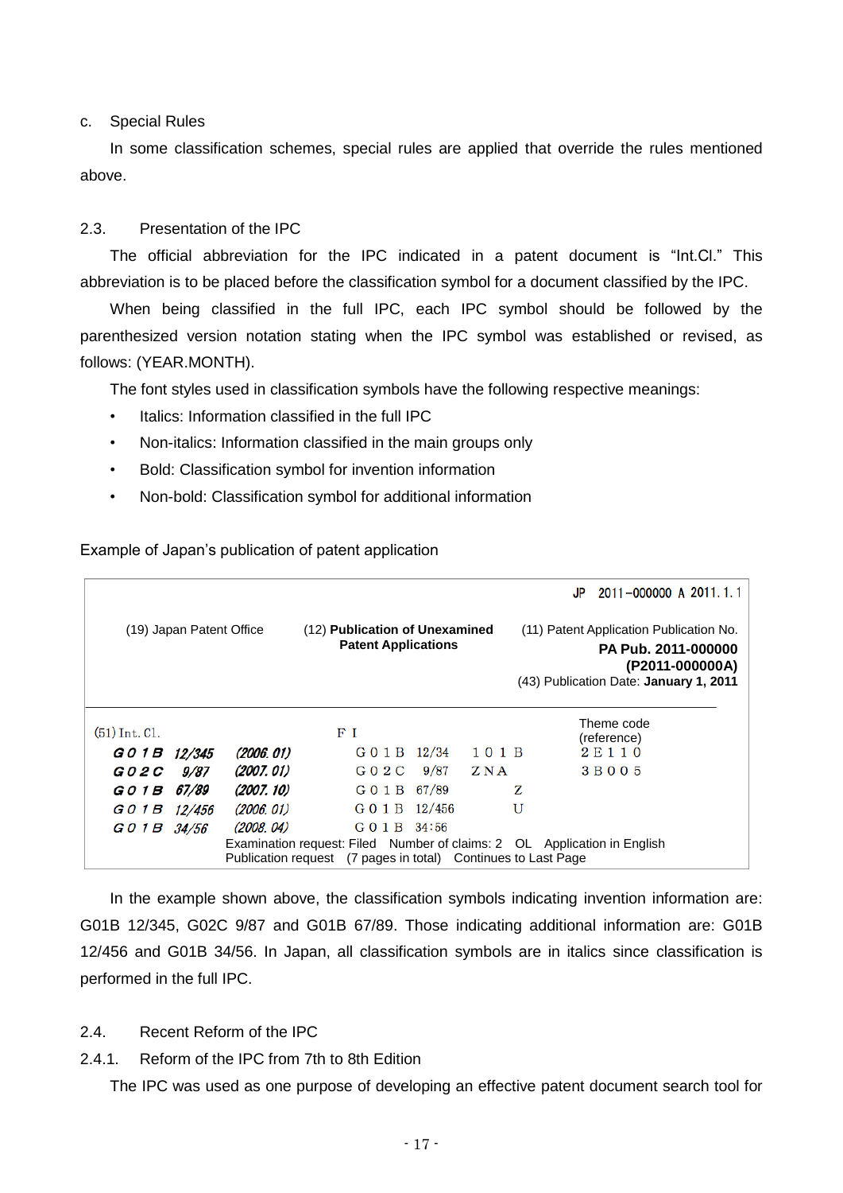c. Special Rules

In some classification schemes, special rules are applied that override the rules mentioned above.

## 2.3. Presentation of the IPC

The official abbreviation for the IPC indicated in a patent document is “Int.Cl.” This abbreviation is to be placed before the classification symbol for a document classified by the IPC.

When being classified in the full IPC, each IPC symbol should be followed by the parenthesized version notation stating when the IPC symbol was established or revised, as follows: (YEAR.MONTH).

The font styles used in classification symbols have the following respective meanings:

- Italics: Information classified in the full IPC
- Non-italics: Information classified in the main groups only
- Bold: Classification symbol for invention information
- Non-bold: Classification symbol for additional information

Example of Japan’s publication of patent application

JP 2011−000000 A 2011. 1. 1

| (19) Japan Patent Office | (12) **Publication of Unexamined Patent Applications** | (11) Patent Application Publication No. **PA Pub. 2011-000000 (P2011-000000A)** (43) Publication Date: **January 1, 2011** |
|---|---|---|

| (51) Int. Cl. | | FI | | Theme code (reference) |
|---|---|---|---|---|
| ***G01B 12/345*** | *(2006.01)* | G01B 12/34 | 101B | 2E110 |
| ***G02C 9/87*** | *(2007.01)* | G02C 9/87 | ZNA | 3B005 |
| ***G01B 67/89*** | *(2007.10)* | G01B 67/89 | Z | |
| *G01B 12/456* | *(2006.01)* | G01B 12/456 | U | |
| *G01B 34/56* | *(2008.04)* | G01B 34:56 | | |

Examination request: Filed Number of claims: 2 OL Application in English
Publication request (7 pages in total) Continues to Last Page

In the example shown above, the classification symbols indicating invention information are: G01B 12/345, G02C 9/87 and G01B 67/89. Those indicating additional information are: G01B 12/456 and G01B 34/56. In Japan, all classification symbols are in italics since classification is performed in the full IPC.

## 2.4. Recent Reform of the IPC

### 2.4.1. Reform of the IPC from 7th to 8th Edition

The IPC was used as one purpose of developing an effective patent document search tool for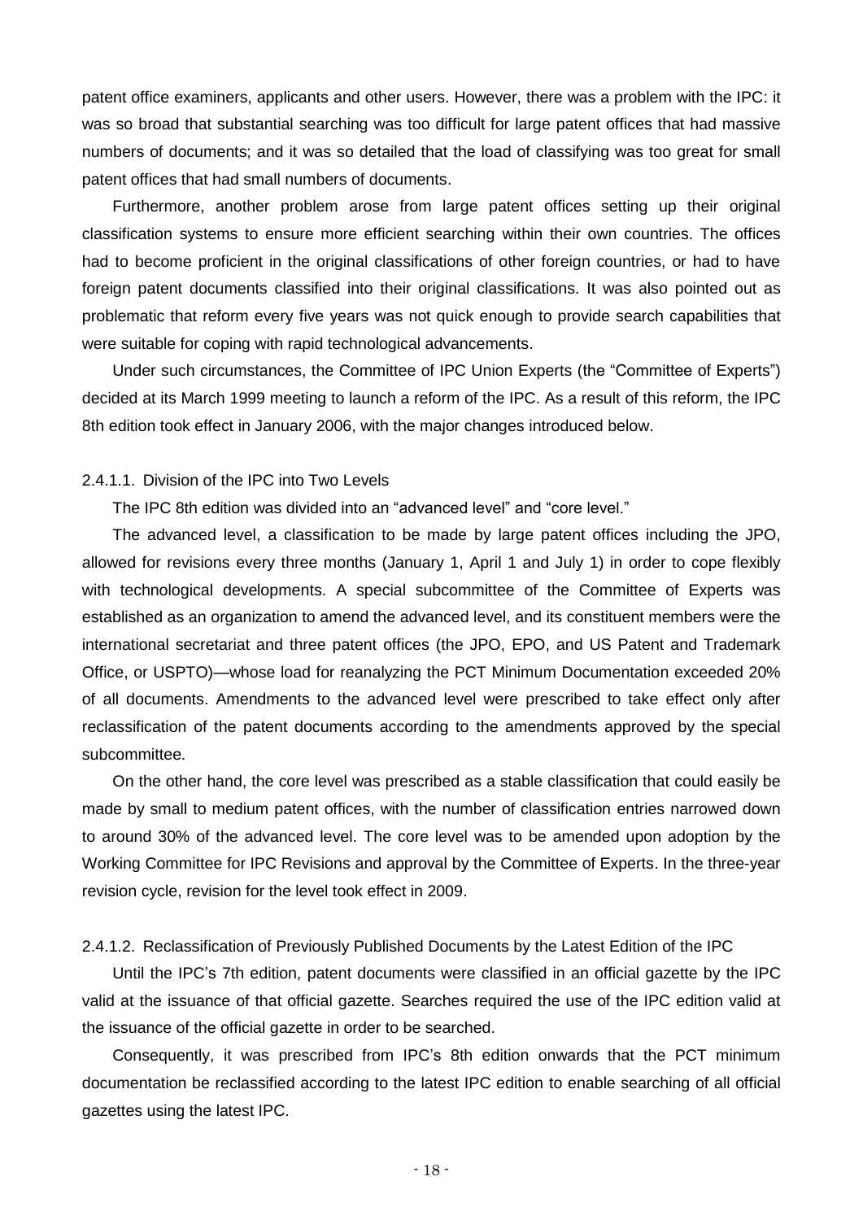patent office examiners, applicants and other users. However, there was a problem with the IPC: it was so broad that substantial searching was too difficult for large patent offices that had massive numbers of documents; and it was so detailed that the load of classifying was too great for small patent offices that had small numbers of documents.

Furthermore, another problem arose from large patent offices setting up their original classification systems to ensure more efficient searching within their own countries. The offices had to become proficient in the original classifications of other foreign countries, or had to have foreign patent documents classified into their original classifications. It was also pointed out as problematic that reform every five years was not quick enough to provide search capabilities that were suitable for coping with rapid technological advancements.

Under such circumstances, the Committee of IPC Union Experts (the "Committee of Experts") decided at its March 1999 meeting to launch a reform of the IPC. As a result of this reform, the IPC 8th edition took effect in January 2006, with the major changes introduced below.

#### 2.4.1.1. Division of the IPC into Two Levels

The IPC 8th edition was divided into an "advanced level" and "core level."

The advanced level, a classification to be made by large patent offices including the JPO, allowed for revisions every three months (January 1, April 1 and July 1) in order to cope flexibly with technological developments. A special subcommittee of the Committee of Experts was established as an organization to amend the advanced level, and its constituent members were the international secretariat and three patent offices (the JPO, EPO, and US Patent and Trademark Office, or USPTO)—whose load for reanalyzing the PCT Minimum Documentation exceeded 20% of all documents. Amendments to the advanced level were prescribed to take effect only after reclassification of the patent documents according to the amendments approved by the special subcommittee.

On the other hand, the core level was prescribed as a stable classification that could easily be made by small to medium patent offices, with the number of classification entries narrowed down to around 30% of the advanced level. The core level was to be amended upon adoption by the Working Committee for IPC Revisions and approval by the Committee of Experts. In the three-year revision cycle, revision for the level took effect in 2009.

#### 2.4.1.2. Reclassification of Previously Published Documents by the Latest Edition of the IPC

Until the IPC's 7th edition, patent documents were classified in an official gazette by the IPC valid at the issuance of that official gazette. Searches required the use of the IPC edition valid at the issuance of the official gazette in order to be searched.

Consequently, it was prescribed from IPC's 8th edition onwards that the PCT minimum documentation be reclassified according to the latest IPC edition to enable searching of all official gazettes using the latest IPC.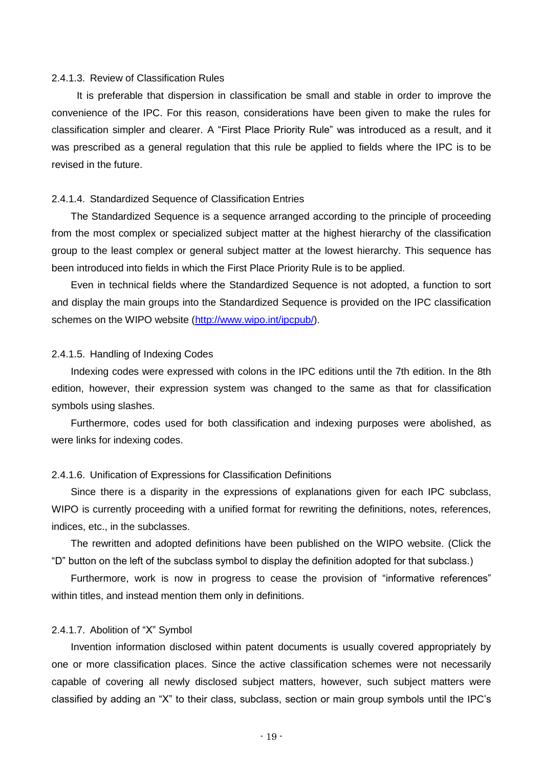#### 2.4.1.3. Review of Classification Rules

It is preferable that dispersion in classification be small and stable in order to improve the convenience of the IPC. For this reason, considerations have been given to make the rules for classification simpler and clearer. A "First Place Priority Rule" was introduced as a result, and it was prescribed as a general regulation that this rule be applied to fields where the IPC is to be revised in the future.

#### 2.4.1.4. Standardized Sequence of Classification Entries

The Standardized Sequence is a sequence arranged according to the principle of proceeding from the most complex or specialized subject matter at the highest hierarchy of the classification group to the least complex or general subject matter at the lowest hierarchy. This sequence has been introduced into fields in which the First Place Priority Rule is to be applied.

Even in technical fields where the Standardized Sequence is not adopted, a function to sort and display the main groups into the Standardized Sequence is provided on the IPC classification schemes on the WIPO website (http://www.wipo.int/ipcpub/).

#### 2.4.1.5. Handling of Indexing Codes

Indexing codes were expressed with colons in the IPC editions until the 7th edition. In the 8th edition, however, their expression system was changed to the same as that for classification symbols using slashes.

Furthermore, codes used for both classification and indexing purposes were abolished, as were links for indexing codes.

#### 2.4.1.6. Unification of Expressions for Classification Definitions

Since there is a disparity in the expressions of explanations given for each IPC subclass, WIPO is currently proceeding with a unified format for rewriting the definitions, notes, references, indices, etc., in the subclasses.

The rewritten and adopted definitions have been published on the WIPO website. (Click the "D" button on the left of the subclass symbol to display the definition adopted for that subclass.)

Furthermore, work is now in progress to cease the provision of "informative references" within titles, and instead mention them only in definitions.

#### 2.4.1.7. Abolition of "X" Symbol

Invention information disclosed within patent documents is usually covered appropriately by one or more classification places. Since the active classification schemes were not necessarily capable of covering all newly disclosed subject matters, however, such subject matters were classified by adding an "X" to their class, subclass, section or main group symbols until the IPC's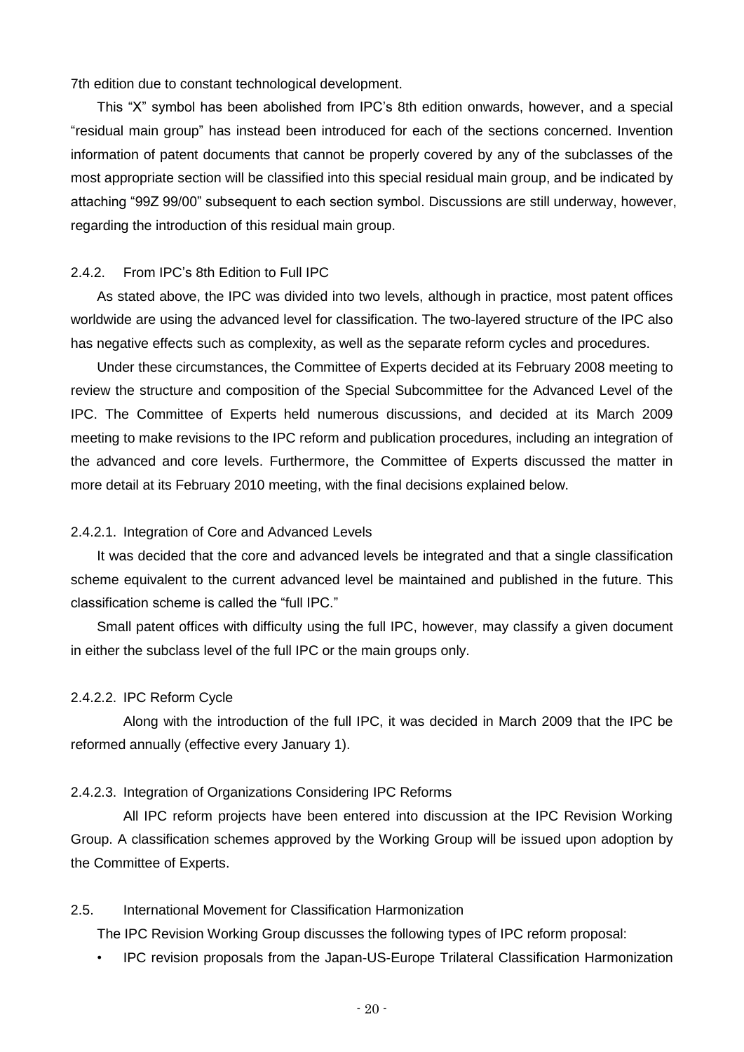7th edition due to constant technological development.

This "X" symbol has been abolished from IPC's 8th edition onwards, however, and a special "residual main group" has instead been introduced for each of the sections concerned. Invention information of patent documents that cannot be properly covered by any of the subclasses of the most appropriate section will be classified into this special residual main group, and be indicated by attaching "99Z 99/00" subsequent to each section symbol. Discussions are still underway, however, regarding the introduction of this residual main group.

### 2.4.2. From IPC's 8th Edition to Full IPC

As stated above, the IPC was divided into two levels, although in practice, most patent offices worldwide are using the advanced level for classification. The two-layered structure of the IPC also has negative effects such as complexity, as well as the separate reform cycles and procedures.

Under these circumstances, the Committee of Experts decided at its February 2008 meeting to review the structure and composition of the Special Subcommittee for the Advanced Level of the IPC. The Committee of Experts held numerous discussions, and decided at its March 2009 meeting to make revisions to the IPC reform and publication procedures, including an integration of the advanced and core levels. Furthermore, the Committee of Experts discussed the matter in more detail at its February 2010 meeting, with the final decisions explained below.

#### 2.4.2.1. Integration of Core and Advanced Levels

It was decided that the core and advanced levels be integrated and that a single classification scheme equivalent to the current advanced level be maintained and published in the future. This classification scheme is called the "full IPC."

Small patent offices with difficulty using the full IPC, however, may classify a given document in either the subclass level of the full IPC or the main groups only.

#### 2.4.2.2. IPC Reform Cycle

Along with the introduction of the full IPC, it was decided in March 2009 that the IPC be reformed annually (effective every January 1).

#### 2.4.2.3. Integration of Organizations Considering IPC Reforms

All IPC reform projects have been entered into discussion at the IPC Revision Working Group. A classification schemes approved by the Working Group will be issued upon adoption by the Committee of Experts.

## 2.5. International Movement for Classification Harmonization

The IPC Revision Working Group discusses the following types of IPC reform proposal:

- IPC revision proposals from the Japan-US-Europe Trilateral Classification Harmonization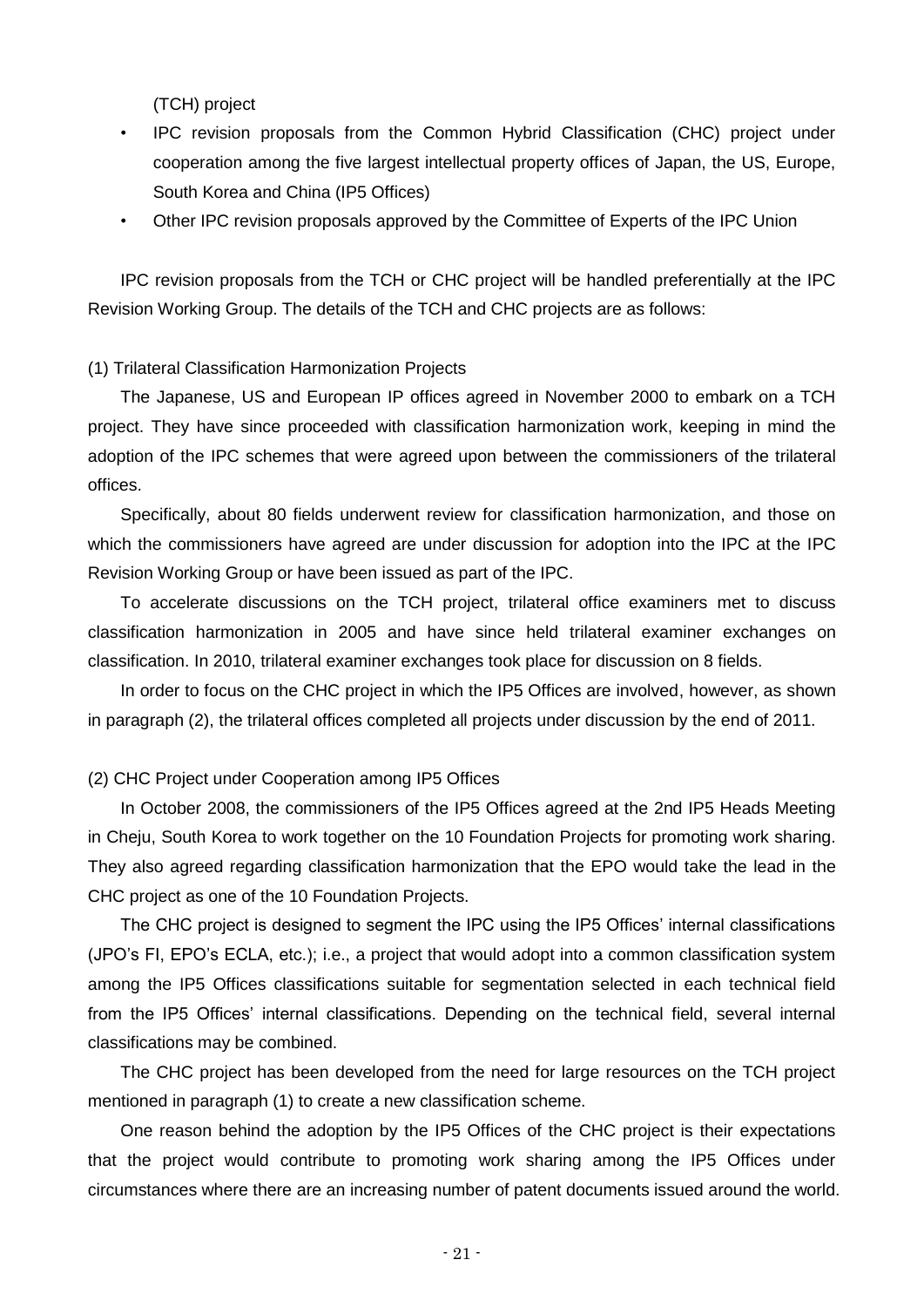(TCH) project

- IPC revision proposals from the Common Hybrid Classification (CHC) project under cooperation among the five largest intellectual property offices of Japan, the US, Europe, South Korea and China (IP5 Offices)
- Other IPC revision proposals approved by the Committee of Experts of the IPC Union

IPC revision proposals from the TCH or CHC project will be handled preferentially at the IPC Revision Working Group. The details of the TCH and CHC projects are as follows:

(1) Trilateral Classification Harmonization Projects

The Japanese, US and European IP offices agreed in November 2000 to embark on a TCH project. They have since proceeded with classification harmonization work, keeping in mind the adoption of the IPC schemes that were agreed upon between the commissioners of the trilateral offices.

Specifically, about 80 fields underwent review for classification harmonization, and those on which the commissioners have agreed are under discussion for adoption into the IPC at the IPC Revision Working Group or have been issued as part of the IPC.

To accelerate discussions on the TCH project, trilateral office examiners met to discuss classification harmonization in 2005 and have since held trilateral examiner exchanges on classification. In 2010, trilateral examiner exchanges took place for discussion on 8 fields.

In order to focus on the CHC project in which the IP5 Offices are involved, however, as shown in paragraph (2), the trilateral offices completed all projects under discussion by the end of 2011.

(2) CHC Project under Cooperation among IP5 Offices

In October 2008, the commissioners of the IP5 Offices agreed at the 2nd IP5 Heads Meeting in Cheju, South Korea to work together on the 10 Foundation Projects for promoting work sharing. They also agreed regarding classification harmonization that the EPO would take the lead in the CHC project as one of the 10 Foundation Projects.

The CHC project is designed to segment the IPC using the IP5 Offices' internal classifications (JPO's FI, EPO's ECLA, etc.); i.e., a project that would adopt into a common classification system among the IP5 Offices classifications suitable for segmentation selected in each technical field from the IP5 Offices' internal classifications. Depending on the technical field, several internal classifications may be combined.

The CHC project has been developed from the need for large resources on the TCH project mentioned in paragraph (1) to create a new classification scheme.

One reason behind the adoption by the IP5 Offices of the CHC project is their expectations that the project would contribute to promoting work sharing among the IP5 Offices under circumstances where there are an increasing number of patent documents issued around the world.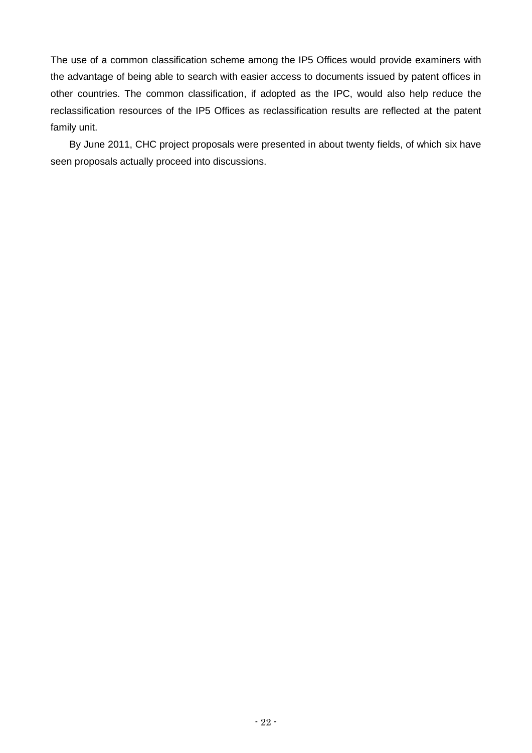The use of a common classification scheme among the IP5 Offices would provide examiners with the advantage of being able to search with easier access to documents issued by patent offices in other countries. The common classification, if adopted as the IPC, would also help reduce the reclassification resources of the IP5 Offices as reclassification results are reflected at the patent family unit.

By June 2011, CHC project proposals were presented in about twenty fields, of which six have seen proposals actually proceed into discussions.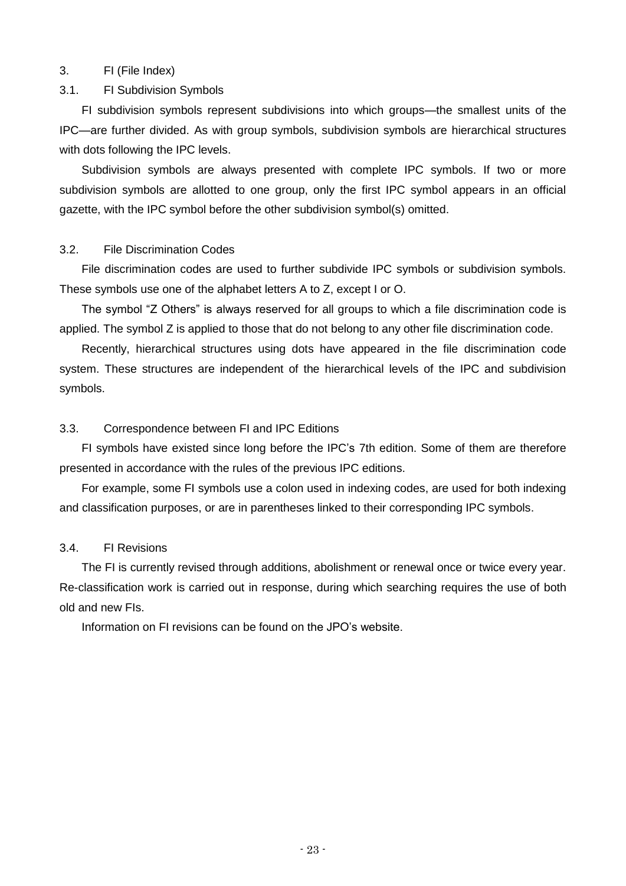# 3. FI (File Index)

## 3.1. FI Subdivision Symbols

FI subdivision symbols represent subdivisions into which groups—the smallest units of the IPC—are further divided. As with group symbols, subdivision symbols are hierarchical structures with dots following the IPC levels.

Subdivision symbols are always presented with complete IPC symbols. If two or more subdivision symbols are allotted to one group, only the first IPC symbol appears in an official gazette, with the IPC symbol before the other subdivision symbol(s) omitted.

## 3.2. File Discrimination Codes

File discrimination codes are used to further subdivide IPC symbols or subdivision symbols. These symbols use one of the alphabet letters A to Z, except I or O.

The symbol "Z Others" is always reserved for all groups to which a file discrimination code is applied. The symbol Z is applied to those that do not belong to any other file discrimination code.

Recently, hierarchical structures using dots have appeared in the file discrimination code system. These structures are independent of the hierarchical levels of the IPC and subdivision symbols.

## 3.3. Correspondence between FI and IPC Editions

FI symbols have existed since long before the IPC's 7th edition. Some of them are therefore presented in accordance with the rules of the previous IPC editions.

For example, some FI symbols use a colon used in indexing codes, are used for both indexing and classification purposes, or are in parentheses linked to their corresponding IPC symbols.

## 3.4. FI Revisions

The FI is currently revised through additions, abolishment or renewal once or twice every year. Re-classification work is carried out in response, during which searching requires the use of both old and new FIs.

Information on FI revisions can be found on the JPO's website.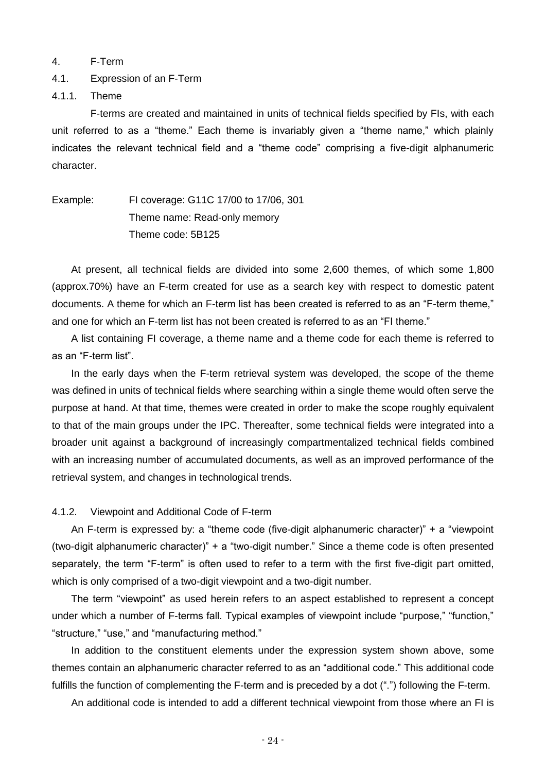# 4. F-Term

## 4.1. Expression of an F-Term

### 4.1.1. Theme

F-terms are created and maintained in units of technical fields specified by FIs, with each unit referred to as a "theme." Each theme is invariably given a "theme name," which plainly indicates the relevant technical field and a "theme code" comprising a five-digit alphanumeric character.

Example: FI coverage: G11C 17/00 to 17/06, 301
Theme name: Read-only memory
Theme code: 5B125

At present, all technical fields are divided into some 2,600 themes, of which some 1,800 (approx.70%) have an F-term created for use as a search key with respect to domestic patent documents. A theme for which an F-term list has been created is referred to as an "F-term theme," and one for which an F-term list has not been created is referred to as an "FI theme."

A list containing FI coverage, a theme name and a theme code for each theme is referred to as an "F-term list".

In the early days when the F-term retrieval system was developed, the scope of the theme was defined in units of technical fields where searching within a single theme would often serve the purpose at hand. At that time, themes were created in order to make the scope roughly equivalent to that of the main groups under the IPC. Thereafter, some technical fields were integrated into a broader unit against a background of increasingly compartmentalized technical fields combined with an increasing number of accumulated documents, as well as an improved performance of the retrieval system, and changes in technological trends.

### 4.1.2. Viewpoint and Additional Code of F-term

An F-term is expressed by: a "theme code (five-digit alphanumeric character)" + a "viewpoint (two-digit alphanumeric character)" + a "two-digit number." Since a theme code is often presented separately, the term "F-term" is often used to refer to a term with the first five-digit part omitted, which is only comprised of a two-digit viewpoint and a two-digit number.

The term "viewpoint" as used herein refers to an aspect established to represent a concept under which a number of F-terms fall. Typical examples of viewpoint include "purpose," "function," "structure," "use," and "manufacturing method."

In addition to the constituent elements under the expression system shown above, some themes contain an alphanumeric character referred to as an "additional code." This additional code fulfills the function of complementing the F-term and is preceded by a dot (".") following the F-term.

An additional code is intended to add a different technical viewpoint from those where an FI is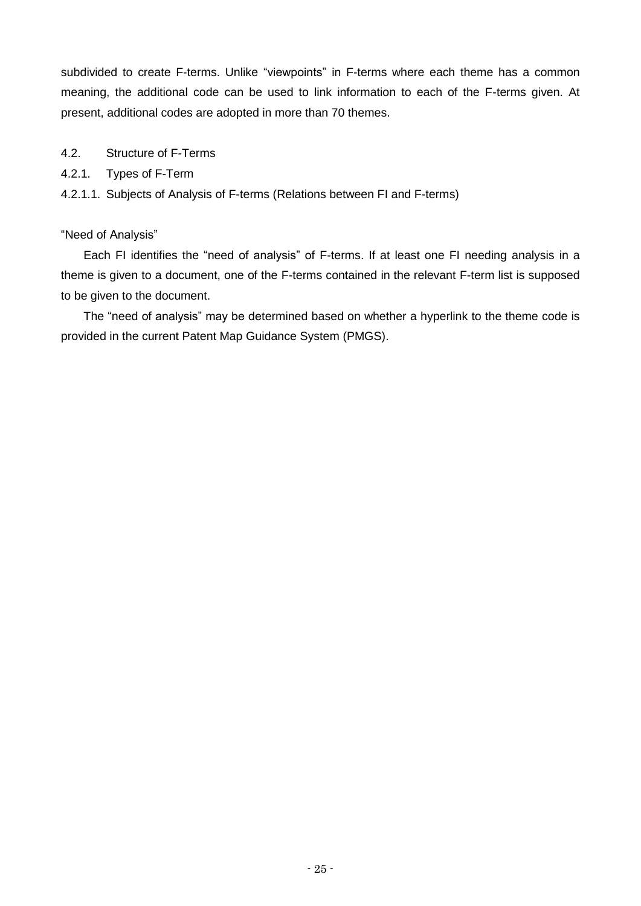subdivided to create F-terms. Unlike "viewpoints" in F-terms where each theme has a common meaning, the additional code can be used to link information to each of the F-terms given. At present, additional codes are adopted in more than 70 themes.

## 4.2. Structure of F-Terms

### 4.2.1. Types of F-Term

#### 4.2.1.1. Subjects of Analysis of F-terms (Relations between FI and F-terms)

"Need of Analysis"

Each FI identifies the "need of analysis" of F-terms. If at least one FI needing analysis in a theme is given to a document, one of the F-terms contained in the relevant F-term list is supposed to be given to the document.

The "need of analysis" may be determined based on whether a hyperlink to the theme code is provided in the current Patent Map Guidance System (PMGS).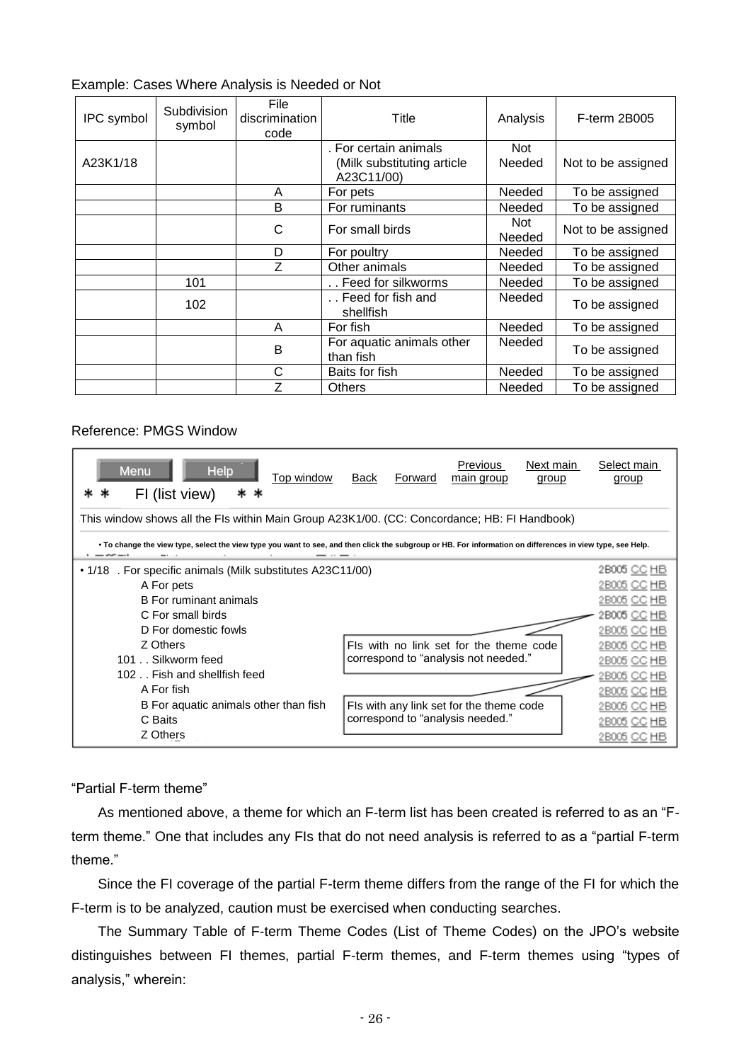Example: Cases Where Analysis is Needed or Not

| IPC symbol | Subdivision symbol | File discrimination code | Title | Analysis | F-term 2B005 |
|---|---|---|---|---|---|
| A23K1/18 | | | . For certain animals (Milk substituting article A23C11/00) | Not Needed | Not to be assigned |
| | | A | For pets | Needed | To be assigned |
| | | B | For ruminants | Needed | To be assigned |
| | | C | For small birds | Not Needed | Not to be assigned |
| | | D | For poultry | Needed | To be assigned |
| | | Z | Other animals | Needed | To be assigned |
| | 101 | | . . Feed for silkworms | Needed | To be assigned |
| | 102 | | . . Feed for fish and shellfish | Needed | To be assigned |
| | | A | For fish | Needed | To be assigned |
| | | B | For aquatic animals other than fish | Needed | To be assigned |
| | | C | Baits for fish | Needed | To be assigned |
| | | Z | Others | Needed | To be assigned |

Reference: PMGS Window

Menu Help Top window Back Forward Previous main group Next main group Select main group

＊＊ FI (list view) ＊＊

This window shows all the FIs within Main Group A23K1/00. (CC: Concordance; HB: FI Handbook)

• To change the view type, select the view type you want to see, and then click the subgroup or HB. For information on differences in view type, see Help.

| | |
|---|---|
| • 1/18 . For specific animals (Milk substitutes A23C11/00) | 2B005 CC HB |
| A For pets | 2B005 CC HB |
| B For ruminant animals | 2B005 CC HB |
| C For small birds | 2B005 CC HB |
| D For domestic fowls | 2B005 CC HB |
| Z Others | 2B005 CC HB |
| 101 . . Silkworm feed | 2B005 CC HB |
| 102 . . Fish and shellfish feed | 2B005 CC HB |
| A For fish | 2B005 CC HB |
| B For aquatic animals other than fish | 2B005 CC HB |
| C Baits | 2B005 CC HB |
| Z Others | 2B005 CC HB |

FIs with no link set for the theme code correspond to "analysis not needed."

FIs with any link set for the theme code correspond to "analysis needed."

"Partial F-term theme"

As mentioned above, a theme for which an F-term list has been created is referred to as an "F-term theme." One that includes any FIs that do not need analysis is referred to as a "partial F-term theme."

Since the FI coverage of the partial F-term theme differs from the range of the FI for which the F-term is to be analyzed, caution must be exercised when conducting searches.

The Summary Table of F-term Theme Codes (List of Theme Codes) on the JPO's website distinguishes between FI themes, partial F-term themes, and F-term themes using "types of analysis," wherein: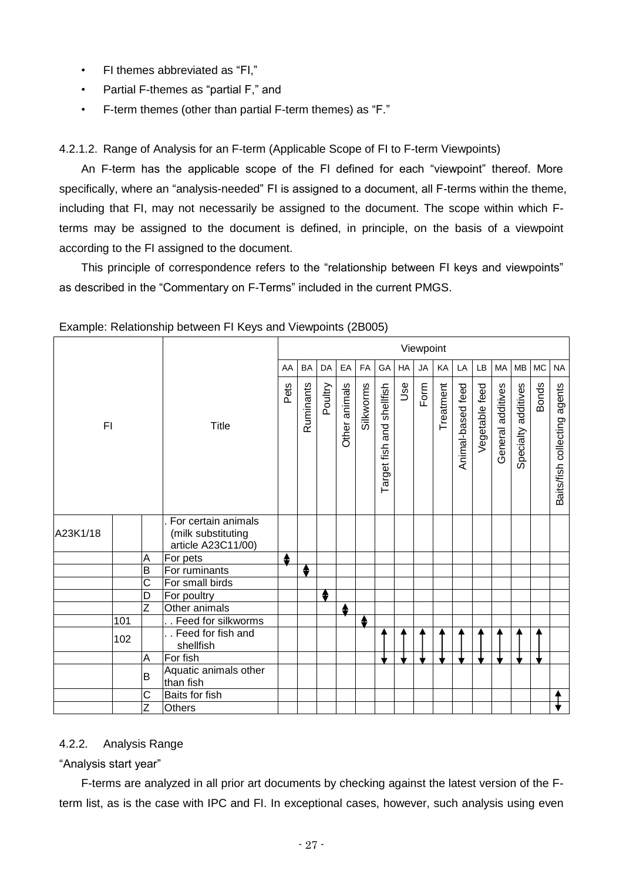- FI themes abbreviated as “FI,”
- Partial F-themes as “partial F,” and
- F-term themes (other than partial F-term themes) as “F.”

4.2.1.2. Range of Analysis for an F-term (Applicable Scope of FI to F-term Viewpoints)

An F-term has the applicable scope of the FI defined for each “viewpoint” thereof. More specifically, where an “analysis-needed” FI is assigned to a document, all F-terms within the theme, including that FI, may not necessarily be assigned to the document. The scope within which F-terms may be assigned to the document is defined, in principle, on the basis of a viewpoint according to the FI assigned to the document.

This principle of correspondence refers to the “relationship between FI keys and viewpoints” as described in the “Commentary on F-Terms” included in the current PMGS.

Example: Relationship between FI Keys and Viewpoints (2B005)

| FI | | | Title | Viewpoint | | | | | | | | | | | | | | |
|---|---|---|---|---|---|---|---|---|---|---|---|---|---|---|---|---|---|---|
| | | | | AA | BA | DA | EA | FA | GA | HA | JA | KA | LA | LB | MA | MB | MC | NA |
| | | | | Pets | Ruminants | Poultry | Other animals | Silkworms | Target fish and shellfish | Use | Form | Treatment | Animal-based feed | Vegetable feed | General additives | Specialty additives | Bonds | Baits/fish collecting agents |
| A23K1/18 | | | . For certain animals (milk substituting article A23C11/00) | | | | | | | | | | | | | | | |
| | | A | For pets | ↕ | | | | | | | | | | | | | | |
| | | B | For ruminants | | ↕ | | | | | | | | | | | | | |
| | | C | For small birds | | | | | | | | | | | | | | | |
| | | D | For poultry | | | ↕ | | | | | | | | | | | | |
| | | Z | Other animals | | | | ↕ | | | | | | | | | | | |
| | 101 | | . . Feed for silkworms | | | | | ↕ | | | | | | | | | | |
| | 102 | | . . Feed for fish and shellfish | | | | | | ↑ | ↑ | ↑ | ↑ | ↑ | ↑ | ↑ | ↑ | ↑ | |
| | | A | For fish | | | | | | ↓ | ↓ | ↓ | ↓ | ↓ | ↓ | ↓ | ↓ | ↓ | |
| | | B | Aquatic animals other than fish | | | | | | | | | | | | | | | |
| | | C | Baits for fish | | | | | | | | | | | | | | | ↑ |
| | | Z | Others | | | | | | | | | | | | | | | ↓ |

4.2.2. Analysis Range

“Analysis start year”

F-terms are analyzed in all prior art documents by checking against the latest version of the F-term list, as is the case with IPC and FI. In exceptional cases, however, such analysis using even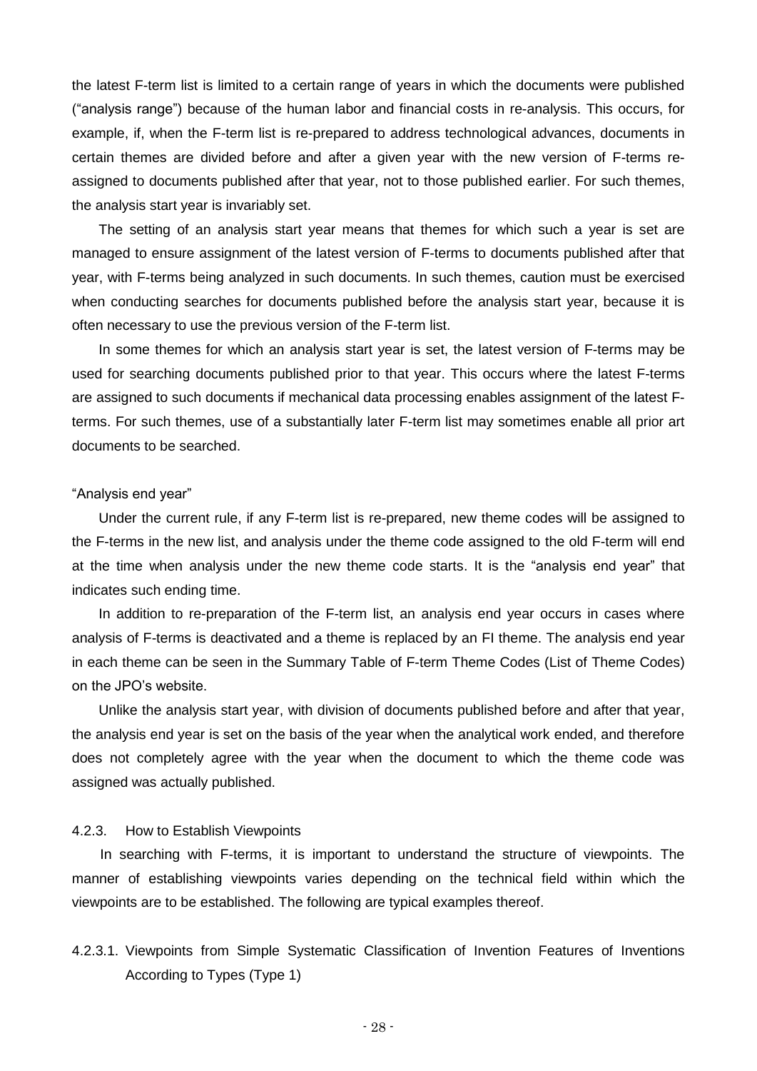the latest F-term list is limited to a certain range of years in which the documents were published ("analysis range") because of the human labor and financial costs in re-analysis. This occurs, for example, if, when the F-term list is re-prepared to address technological advances, documents in certain themes are divided before and after a given year with the new version of F-terms re-assigned to documents published after that year, not to those published earlier. For such themes, the analysis start year is invariably set.

The setting of an analysis start year means that themes for which such a year is set are managed to ensure assignment of the latest version of F-terms to documents published after that year, with F-terms being analyzed in such documents. In such themes, caution must be exercised when conducting searches for documents published before the analysis start year, because it is often necessary to use the previous version of the F-term list.

In some themes for which an analysis start year is set, the latest version of F-terms may be used for searching documents published prior to that year. This occurs where the latest F-terms are assigned to such documents if mechanical data processing enables assignment of the latest F-terms. For such themes, use of a substantially later F-term list may sometimes enable all prior art documents to be searched.

"Analysis end year"

Under the current rule, if any F-term list is re-prepared, new theme codes will be assigned to the F-terms in the new list, and analysis under the theme code assigned to the old F-term will end at the time when analysis under the new theme code starts. It is the "analysis end year" that indicates such ending time.

In addition to re-preparation of the F-term list, an analysis end year occurs in cases where analysis of F-terms is deactivated and a theme is replaced by an FI theme. The analysis end year in each theme can be seen in the Summary Table of F-term Theme Codes (List of Theme Codes) on the JPO's website.

Unlike the analysis start year, with division of documents published before and after that year, the analysis end year is set on the basis of the year when the analytical work ended, and therefore does not completely agree with the year when the document to which the theme code was assigned was actually published.

### 4.2.3. How to Establish Viewpoints

In searching with F-terms, it is important to understand the structure of viewpoints. The manner of establishing viewpoints varies depending on the technical field within which the viewpoints are to be established. The following are typical examples thereof.

#### 4.2.3.1. Viewpoints from Simple Systematic Classification of Invention Features of Inventions According to Types (Type 1)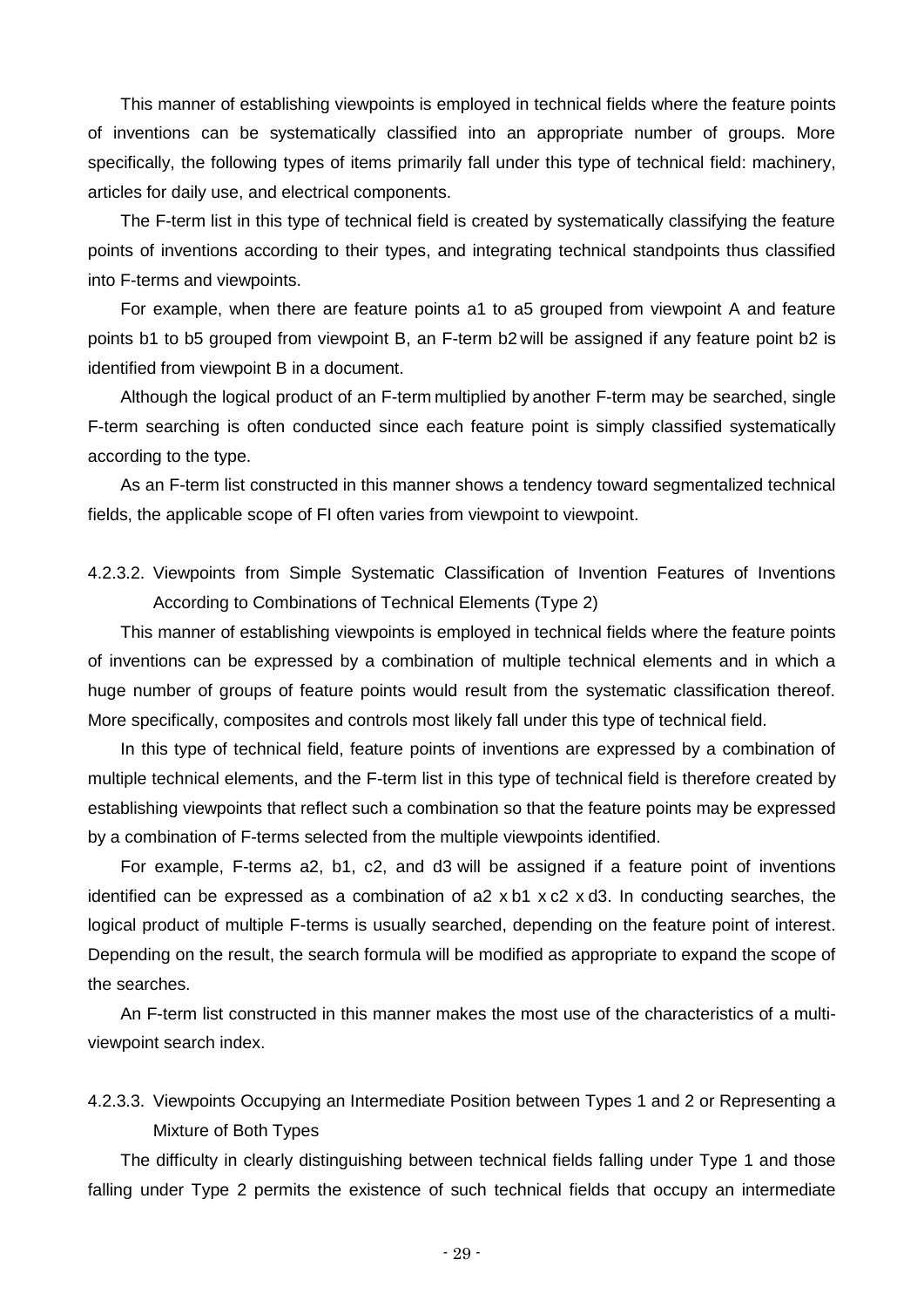This manner of establishing viewpoints is employed in technical fields where the feature points of inventions can be systematically classified into an appropriate number of groups. More specifically, the following types of items primarily fall under this type of technical field: machinery, articles for daily use, and electrical components.

The F-term list in this type of technical field is created by systematically classifying the feature points of inventions according to their types, and integrating technical standpoints thus classified into F-terms and viewpoints.

For example, when there are feature points a1 to a5 grouped from viewpoint A and feature points b1 to b5 grouped from viewpoint B, an F-term b2 will be assigned if any feature point b2 is identified from viewpoint B in a document.

Although the logical product of an F-term multiplied by another F-term may be searched, single F-term searching is often conducted since each feature point is simply classified systematically according to the type.

As an F-term list constructed in this manner shows a tendency toward segmentalized technical fields, the applicable scope of FI often varies from viewpoint to viewpoint.

### 4.2.3.2. Viewpoints from Simple Systematic Classification of Invention Features of Inventions According to Combinations of Technical Elements (Type 2)

This manner of establishing viewpoints is employed in technical fields where the feature points of inventions can be expressed by a combination of multiple technical elements and in which a huge number of groups of feature points would result from the systematic classification thereof. More specifically, composites and controls most likely fall under this type of technical field.

In this type of technical field, feature points of inventions are expressed by a combination of multiple technical elements, and the F-term list in this type of technical field is therefore created by establishing viewpoints that reflect such a combination so that the feature points may be expressed by a combination of F-terms selected from the multiple viewpoints identified.

For example, F-terms a2, b1, c2, and d3 will be assigned if a feature point of inventions identified can be expressed as a combination of a2 x b1 x c2 x d3. In conducting searches, the logical product of multiple F-terms is usually searched, depending on the feature point of interest. Depending on the result, the search formula will be modified as appropriate to expand the scope of the searches.

An F-term list constructed in this manner makes the most use of the characteristics of a multi-viewpoint search index.

### 4.2.3.3. Viewpoints Occupying an Intermediate Position between Types 1 and 2 or Representing a Mixture of Both Types

The difficulty in clearly distinguishing between technical fields falling under Type 1 and those falling under Type 2 permits the existence of such technical fields that occupy an intermediate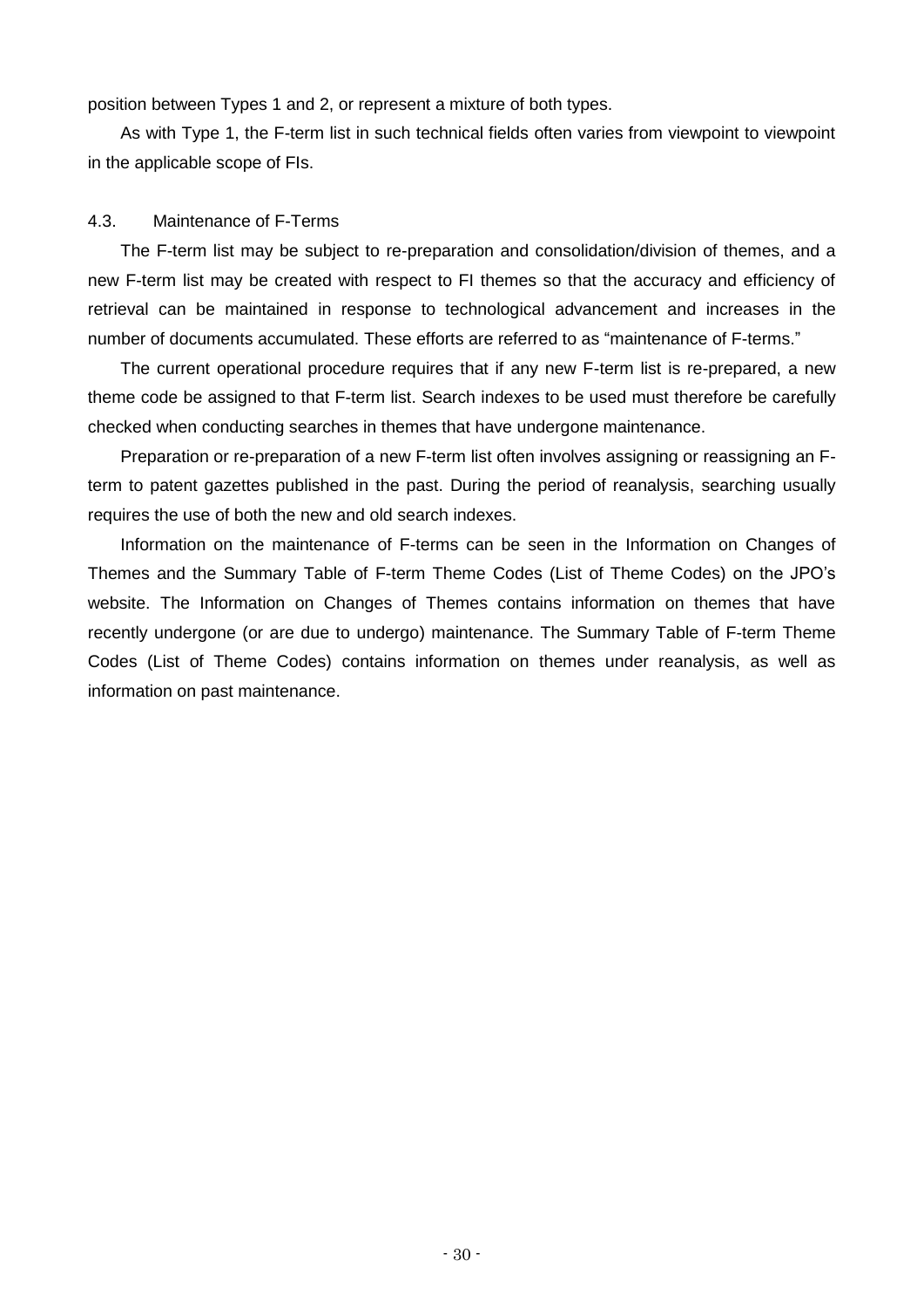position between Types 1 and 2, or represent a mixture of both types.

As with Type 1, the F-term list in such technical fields often varies from viewpoint to viewpoint in the applicable scope of FIs.

### 4.3. Maintenance of F-Terms

The F-term list may be subject to re-preparation and consolidation/division of themes, and a new F-term list may be created with respect to FI themes so that the accuracy and efficiency of retrieval can be maintained in response to technological advancement and increases in the number of documents accumulated. These efforts are referred to as "maintenance of F-terms."

The current operational procedure requires that if any new F-term list is re-prepared, a new theme code be assigned to that F-term list. Search indexes to be used must therefore be carefully checked when conducting searches in themes that have undergone maintenance.

Preparation or re-preparation of a new F-term list often involves assigning or reassigning an F-term to patent gazettes published in the past. During the period of reanalysis, searching usually requires the use of both the new and old search indexes.

Information on the maintenance of F-terms can be seen in the Information on Changes of Themes and the Summary Table of F-term Theme Codes (List of Theme Codes) on the JPO's website. The Information on Changes of Themes contains information on themes that have recently undergone (or are due to undergo) maintenance. The Summary Table of F-term Theme Codes (List of Theme Codes) contains information on themes under reanalysis, as well as information on past maintenance.